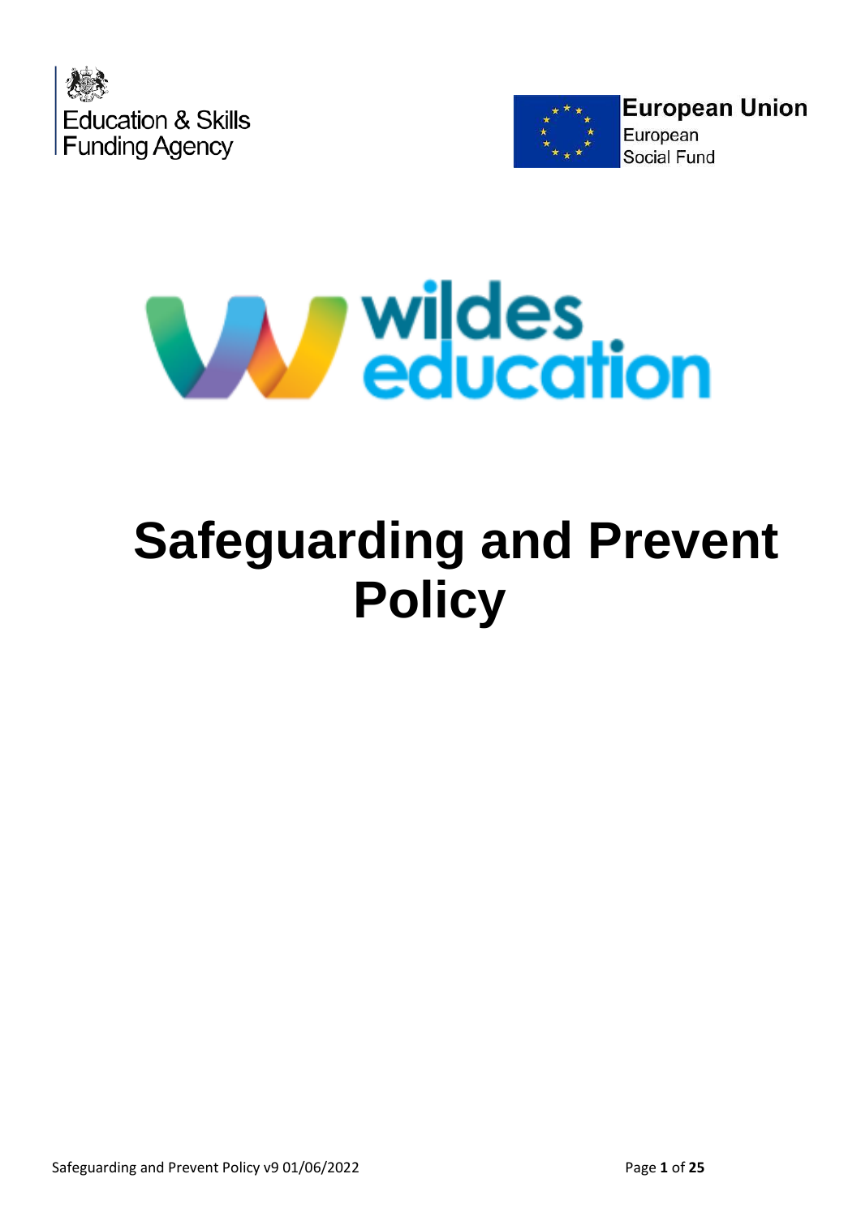Education & Skills Funding Agency

European Union
European Social Fund

wildes education

# Safeguarding and Prevent Policy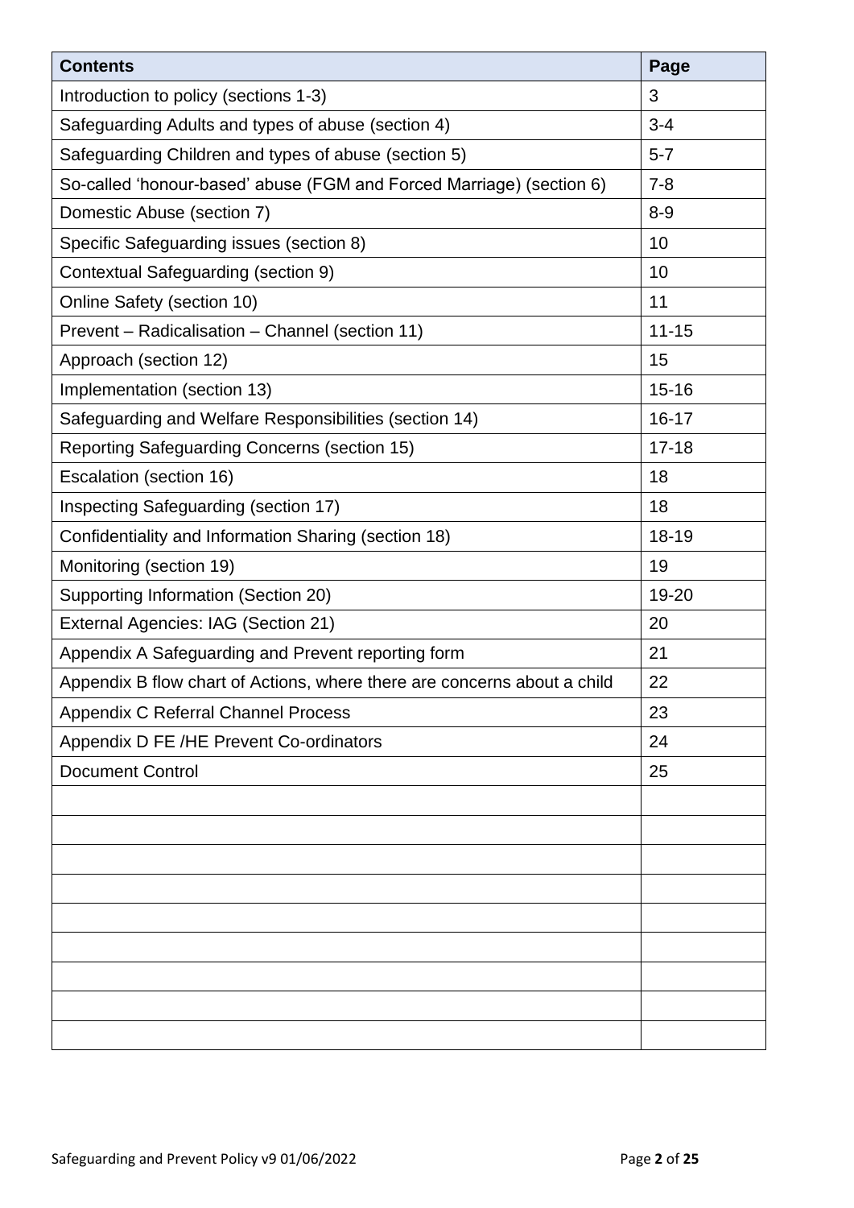| Contents | Page |
|---|---|
| Introduction to policy (sections 1-3) | 3 |
| Safeguarding Adults and types of abuse (section 4) | 3-4 |
| Safeguarding Children and types of abuse (section 5) | 5-7 |
| So-called 'honour-based' abuse (FGM and Forced Marriage) (section 6) | 7-8 |
| Domestic Abuse (section 7) | 8-9 |
| Specific Safeguarding issues (section 8) | 10 |
| Contextual Safeguarding (section 9) | 10 |
| Online Safety (section 10) | 11 |
| Prevent – Radicalisation – Channel (section 11) | 11-15 |
| Approach (section 12) | 15 |
| Implementation (section 13) | 15-16 |
| Safeguarding and Welfare Responsibilities (section 14) | 16-17 |
| Reporting Safeguarding Concerns (section 15) | 17-18 |
| Escalation (section 16) | 18 |
| Inspecting Safeguarding (section 17) | 18 |
| Confidentiality and Information Sharing (section 18) | 18-19 |
| Monitoring (section 19) | 19 |
| Supporting Information (Section 20) | 19-20 |
| External Agencies: IAG (Section 21) | 20 |
| Appendix A Safeguarding and Prevent reporting form | 21 |
| Appendix B flow chart of Actions, where there are concerns about a child | 22 |
| Appendix C Referral Channel Process | 23 |
| Appendix D FE /HE Prevent Co-ordinators | 24 |
| Document Control | 25 |
| | |
| | |
| | |
| | |
| | |
| | |
| | |
| | |
| | |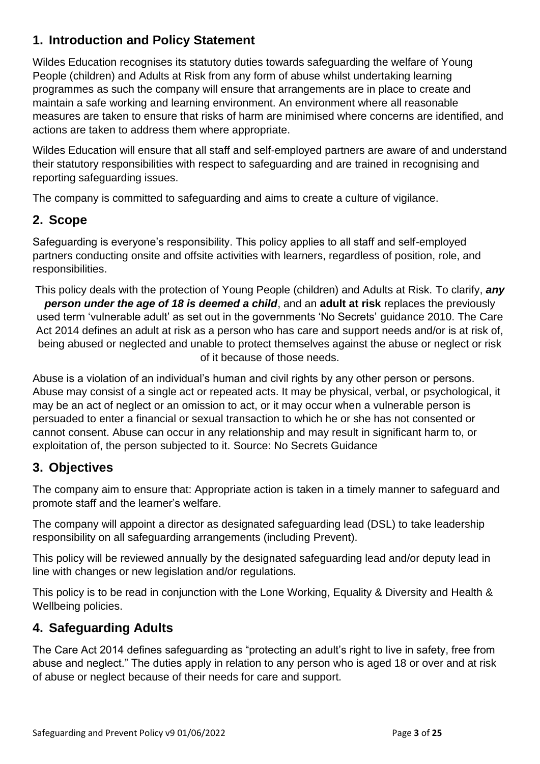## 1. Introduction and Policy Statement

Wildes Education recognises its statutory duties towards safeguarding the welfare of Young People (children) and Adults at Risk from any form of abuse whilst undertaking learning programmes as such the company will ensure that arrangements are in place to create and maintain a safe working and learning environment. An environment where all reasonable measures are taken to ensure that risks of harm are minimised where concerns are identified, and actions are taken to address them where appropriate.

Wildes Education will ensure that all staff and self-employed partners are aware of and understand their statutory responsibilities with respect to safeguarding and are trained in recognising and reporting safeguarding issues.

The company is committed to safeguarding and aims to create a culture of vigilance.

## 2. Scope

Safeguarding is everyone's responsibility. This policy applies to all staff and self-employed partners conducting onsite and offsite activities with learners, regardless of position, role, and responsibilities.

This policy deals with the protection of Young People (children) and Adults at Risk. To clarify, ***any person under the age of 18 is deemed a child***, and an **adult at risk** replaces the previously used term 'vulnerable adult' as set out in the governments 'No Secrets' guidance 2010. The Care Act 2014 defines an adult at risk as a person who has care and support needs and/or is at risk of, being abused or neglected and unable to protect themselves against the abuse or neglect or risk of it because of those needs.

Abuse is a violation of an individual's human and civil rights by any other person or persons. Abuse may consist of a single act or repeated acts. It may be physical, verbal, or psychological, it may be an act of neglect or an omission to act, or it may occur when a vulnerable person is persuaded to enter a financial or sexual transaction to which he or she has not consented or cannot consent. Abuse can occur in any relationship and may result in significant harm to, or exploitation of, the person subjected to it. Source: No Secrets Guidance

## 3. Objectives

The company aim to ensure that: Appropriate action is taken in a timely manner to safeguard and promote staff and the learner's welfare.

The company will appoint a director as designated safeguarding lead (DSL) to take leadership responsibility on all safeguarding arrangements (including Prevent).

This policy will be reviewed annually by the designated safeguarding lead and/or deputy lead in line with changes or new legislation and/or regulations.

This policy is to be read in conjunction with the Lone Working, Equality & Diversity and Health & Wellbeing policies.

## 4. Safeguarding Adults

The Care Act 2014 defines safeguarding as "protecting an adult's right to live in safety, free from abuse and neglect." The duties apply in relation to any person who is aged 18 or over and at risk of abuse or neglect because of their needs for care and support.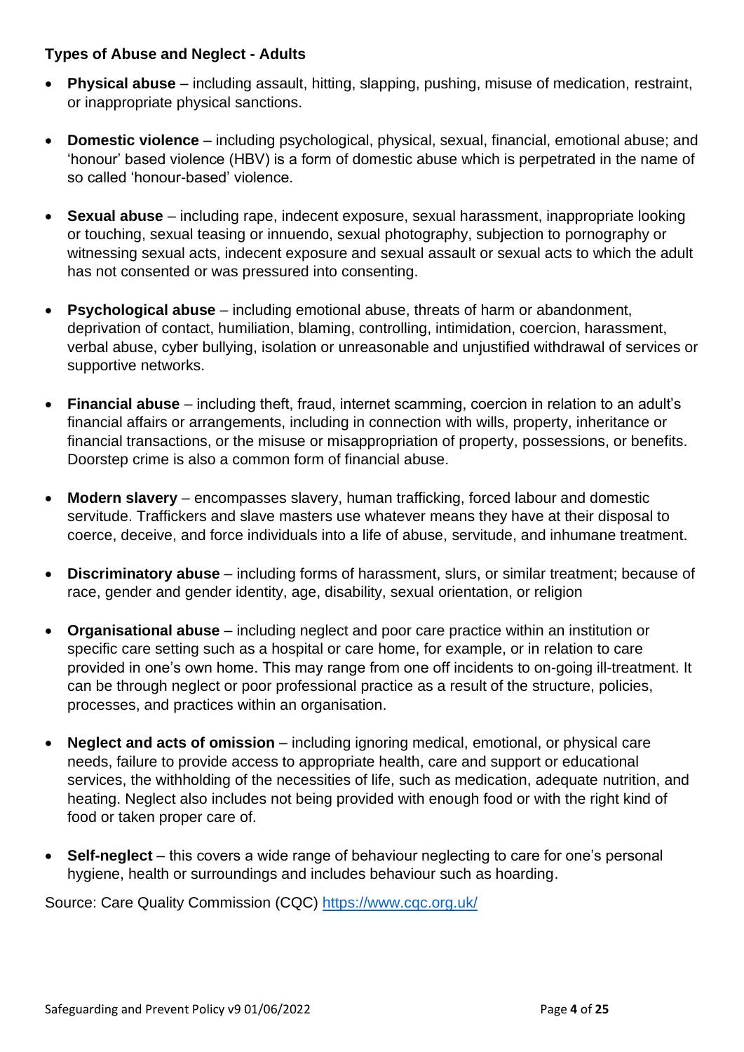### Types of Abuse and Neglect - Adults

- **Physical abuse** – including assault, hitting, slapping, pushing, misuse of medication, restraint, or inappropriate physical sanctions.
- **Domestic violence** – including psychological, physical, sexual, financial, emotional abuse; and 'honour' based violence (HBV) is a form of domestic abuse which is perpetrated in the name of so called 'honour-based' violence.
- **Sexual abuse** – including rape, indecent exposure, sexual harassment, inappropriate looking or touching, sexual teasing or innuendo, sexual photography, subjection to pornography or witnessing sexual acts, indecent exposure and sexual assault or sexual acts to which the adult has not consented or was pressured into consenting.
- **Psychological abuse** – including emotional abuse, threats of harm or abandonment, deprivation of contact, humiliation, blaming, controlling, intimidation, coercion, harassment, verbal abuse, cyber bullying, isolation or unreasonable and unjustified withdrawal of services or supportive networks.
- **Financial abuse** – including theft, fraud, internet scamming, coercion in relation to an adult's financial affairs or arrangements, including in connection with wills, property, inheritance or financial transactions, or the misuse or misappropriation of property, possessions, or benefits. Doorstep crime is also a common form of financial abuse.
- **Modern slavery** – encompasses slavery, human trafficking, forced labour and domestic servitude. Traffickers and slave masters use whatever means they have at their disposal to coerce, deceive, and force individuals into a life of abuse, servitude, and inhumane treatment.
- **Discriminatory abuse** – including forms of harassment, slurs, or similar treatment; because of race, gender and gender identity, age, disability, sexual orientation, or religion
- **Organisational abuse** – including neglect and poor care practice within an institution or specific care setting such as a hospital or care home, for example, or in relation to care provided in one's own home. This may range from one off incidents to on-going ill-treatment. It can be through neglect or poor professional practice as a result of the structure, policies, processes, and practices within an organisation.
- **Neglect and acts of omission** – including ignoring medical, emotional, or physical care needs, failure to provide access to appropriate health, care and support or educational services, the withholding of the necessities of life, such as medication, adequate nutrition, and heating. Neglect also includes not being provided with enough food or with the right kind of food or taken proper care of.
- **Self-neglect** – this covers a wide range of behaviour neglecting to care for one's personal hygiene, health or surroundings and includes behaviour such as hoarding.

Source: Care Quality Commission (CQC) https://www.cqc.org.uk/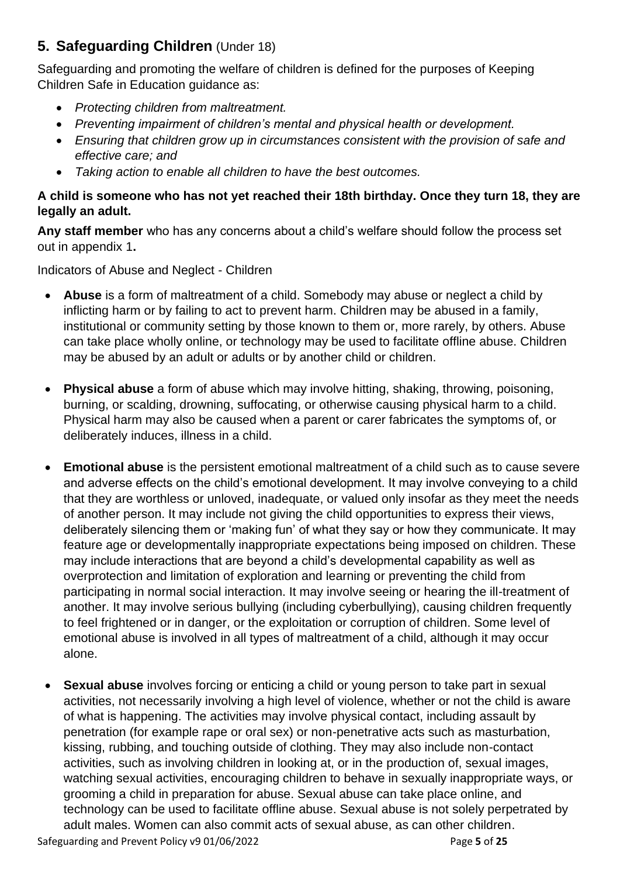## 5. Safeguarding Children (Under 18)

Safeguarding and promoting the welfare of children is defined for the purposes of Keeping Children Safe in Education guidance as:

- *Protecting children from maltreatment.*
- *Preventing impairment of children's mental and physical health or development.*
- *Ensuring that children grow up in circumstances consistent with the provision of safe and effective care; and*
- *Taking action to enable all children to have the best outcomes.*

**A child is someone who has not yet reached their 18th birthday. Once they turn 18, they are legally an adult.**

**Any staff member** who has any concerns about a child's welfare should follow the process set out in appendix 1**.**

Indicators of Abuse and Neglect - Children

- **Abuse** is a form of maltreatment of a child. Somebody may abuse or neglect a child by inflicting harm or by failing to act to prevent harm. Children may be abused in a family, institutional or community setting by those known to them or, more rarely, by others. Abuse can take place wholly online, or technology may be used to facilitate offline abuse. Children may be abused by an adult or adults or by another child or children.

- **Physical abuse** a form of abuse which may involve hitting, shaking, throwing, poisoning, burning, or scalding, drowning, suffocating, or otherwise causing physical harm to a child. Physical harm may also be caused when a parent or carer fabricates the symptoms of, or deliberately induces, illness in a child.

- **Emotional abuse** is the persistent emotional maltreatment of a child such as to cause severe and adverse effects on the child's emotional development. It may involve conveying to a child that they are worthless or unloved, inadequate, or valued only insofar as they meet the needs of another person. It may include not giving the child opportunities to express their views, deliberately silencing them or 'making fun' of what they say or how they communicate. It may feature age or developmentally inappropriate expectations being imposed on children. These may include interactions that are beyond a child's developmental capability as well as overprotection and limitation of exploration and learning or preventing the child from participating in normal social interaction. It may involve seeing or hearing the ill-treatment of another. It may involve serious bullying (including cyberbullying), causing children frequently to feel frightened or in danger, or the exploitation or corruption of children. Some level of emotional abuse is involved in all types of maltreatment of a child, although it may occur alone.

- **Sexual abuse** involves forcing or enticing a child or young person to take part in sexual activities, not necessarily involving a high level of violence, whether or not the child is aware of what is happening. The activities may involve physical contact, including assault by penetration (for example rape or oral sex) or non-penetrative acts such as masturbation, kissing, rubbing, and touching outside of clothing. They may also include non-contact activities, such as involving children in looking at, or in the production of, sexual images, watching sexual activities, encouraging children to behave in sexually inappropriate ways, or grooming a child in preparation for abuse. Sexual abuse can take place online, and technology can be used to facilitate offline abuse. Sexual abuse is not solely perpetrated by adult males. Women can also commit acts of sexual abuse, as can other children.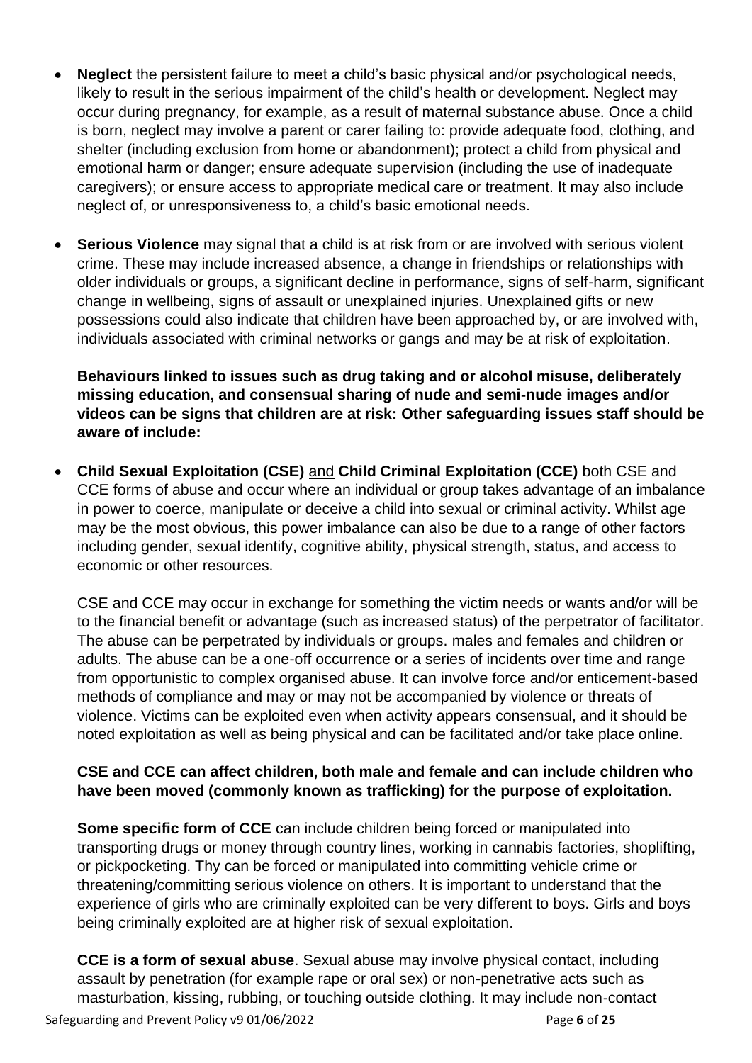- **Neglect** the persistent failure to meet a child's basic physical and/or psychological needs, likely to result in the serious impairment of the child's health or development. Neglect may occur during pregnancy, for example, as a result of maternal substance abuse. Once a child is born, neglect may involve a parent or carer failing to: provide adequate food, clothing, and shelter (including exclusion from home or abandonment); protect a child from physical and emotional harm or danger; ensure adequate supervision (including the use of inadequate caregivers); or ensure access to appropriate medical care or treatment. It may also include neglect of, or unresponsiveness to, a child's basic emotional needs.

- **Serious Violence** may signal that a child is at risk from or are involved with serious violent crime. These may include increased absence, a change in friendships or relationships with older individuals or groups, a significant decline in performance, signs of self-harm, significant change in wellbeing, signs of assault or unexplained injuries. Unexplained gifts or new possessions could also indicate that children have been approached by, or are involved with, individuals associated with criminal networks or gangs and may be at risk of exploitation.

  **Behaviours linked to issues such as drug taking and or alcohol misuse, deliberately missing education, and consensual sharing of nude and semi-nude images and/or videos can be signs that children are at risk: Other safeguarding issues staff should be aware of include:**

- **Child Sexual Exploitation (CSE)** <u>and</u> **Child Criminal Exploitation (CCE)** both CSE and CCE forms of abuse and occur where an individual or group takes advantage of an imbalance in power to coerce, manipulate or deceive a child into sexual or criminal activity. Whilst age may be the most obvious, this power imbalance can also be due to a range of other factors including gender, sexual identify, cognitive ability, physical strength, status, and access to economic or other resources.

  CSE and CCE may occur in exchange for something the victim needs or wants and/or will be to the financial benefit or advantage (such as increased status) of the perpetrator of facilitator. The abuse can be perpetrated by individuals or groups. males and females and children or adults. The abuse can be a one-off occurrence or a series of incidents over time and range from opportunistic to complex organised abuse. It can involve force and/or enticement-based methods of compliance and may or may not be accompanied by violence or threats of violence. Victims can be exploited even when activity appears consensual, and it should be noted exploitation as well as being physical and can be facilitated and/or take place online.

  **CSE and CCE can affect children, both male and female and can include children who have been moved (commonly known as trafficking) for the purpose of exploitation.**

  **Some specific form of CCE** can include children being forced or manipulated into transporting drugs or money through country lines, working in cannabis factories, shoplifting, or pickpocketing. Thy can be forced or manipulated into committing vehicle crime or threatening/committing serious violence on others. It is important to understand that the experience of girls who are criminally exploited can be very different to boys. Girls and boys being criminally exploited are at higher risk of sexual exploitation.

  **CCE is a form of sexual abuse**. Sexual abuse may involve physical contact, including assault by penetration (for example rape or oral sex) or non-penetrative acts such as masturbation, kissing, rubbing, or touching outside clothing. It may include non-contact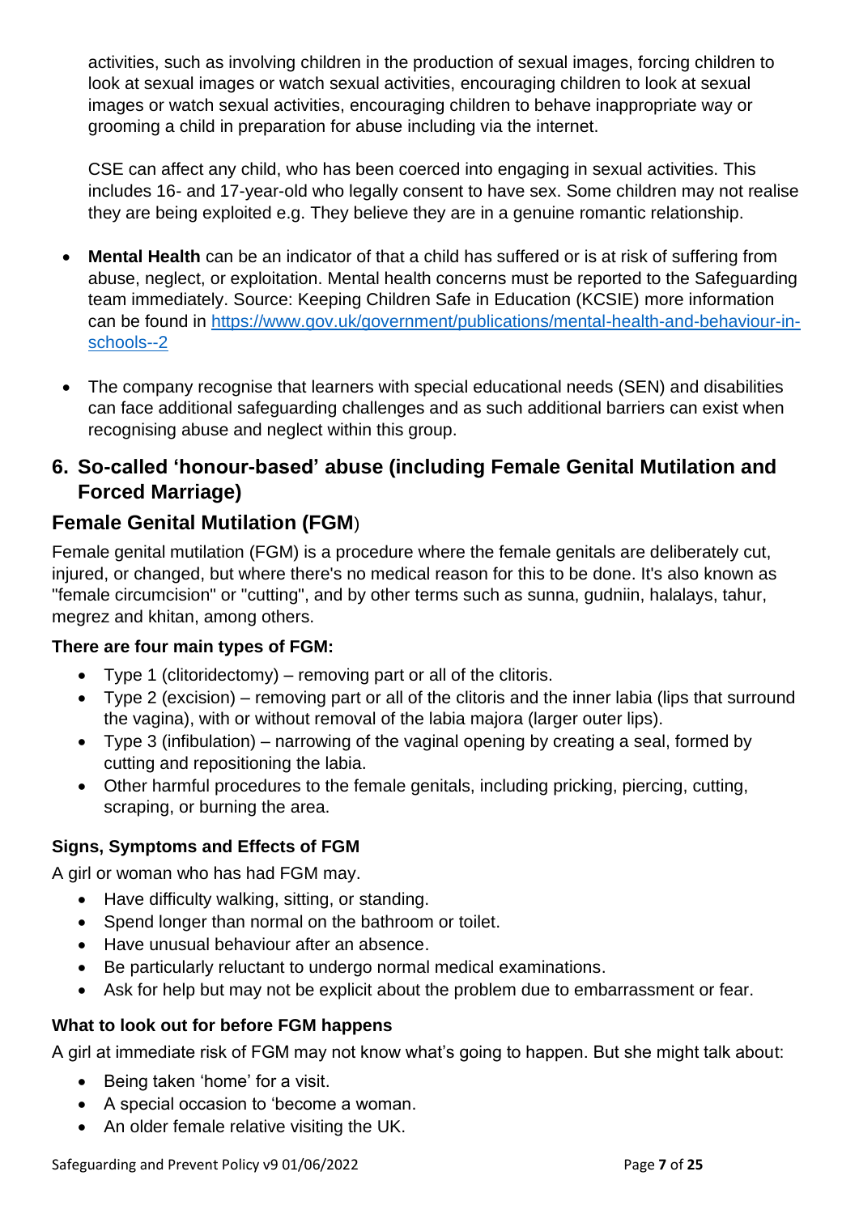activities, such as involving children in the production of sexual images, forcing children to look at sexual images or watch sexual activities, encouraging children to look at sexual images or watch sexual activities, encouraging children to behave inappropriate way or grooming a child in preparation for abuse including via the internet.

CSE can affect any child, who has been coerced into engaging in sexual activities. This includes 16- and 17-year-old who legally consent to have sex. Some children may not realise they are being exploited e.g. They believe they are in a genuine romantic relationship.

- **Mental Health** can be an indicator of that a child has suffered or is at risk of suffering from abuse, neglect, or exploitation. Mental health concerns must be reported to the Safeguarding team immediately. Source: Keeping Children Safe in Education (KCSIE) more information can be found in [https://www.gov.uk/government/publications/mental-health-and-behaviour-in-schools--2](https://www.gov.uk/government/publications/mental-health-and-behaviour-in-schools--2)
- The company recognise that learners with special educational needs (SEN) and disabilities can face additional safeguarding challenges and as such additional barriers can exist when recognising abuse and neglect within this group.

## 6. So-called 'honour-based' abuse (including Female Genital Mutilation and Forced Marriage)

## Female Genital Mutilation (FGM)

Female genital mutilation (FGM) is a procedure where the female genitals are deliberately cut, injured, or changed, but where there's no medical reason for this to be done. It's also known as "female circumcision" or "cutting", and by other terms such as sunna, gudniin, halalays, tahur, megrez and khitan, among others.

#### There are four main types of FGM:

- Type 1 (clitoridectomy) – removing part or all of the clitoris.
- Type 2 (excision) – removing part or all of the clitoris and the inner labia (lips that surround the vagina), with or without removal of the labia majora (larger outer lips).
- Type 3 (infibulation) – narrowing of the vaginal opening by creating a seal, formed by cutting and repositioning the labia.
- Other harmful procedures to the female genitals, including pricking, piercing, cutting, scraping, or burning the area.

#### Signs, Symptoms and Effects of FGM

A girl or woman who has had FGM may.

- Have difficulty walking, sitting, or standing.
- Spend longer than normal on the bathroom or toilet.
- Have unusual behaviour after an absence.
- Be particularly reluctant to undergo normal medical examinations.
- Ask for help but may not be explicit about the problem due to embarrassment or fear.

#### What to look out for before FGM happens

A girl at immediate risk of FGM may not know what's going to happen. But she might talk about:

- Being taken 'home' for a visit.
- A special occasion to 'become a woman.
- An older female relative visiting the UK.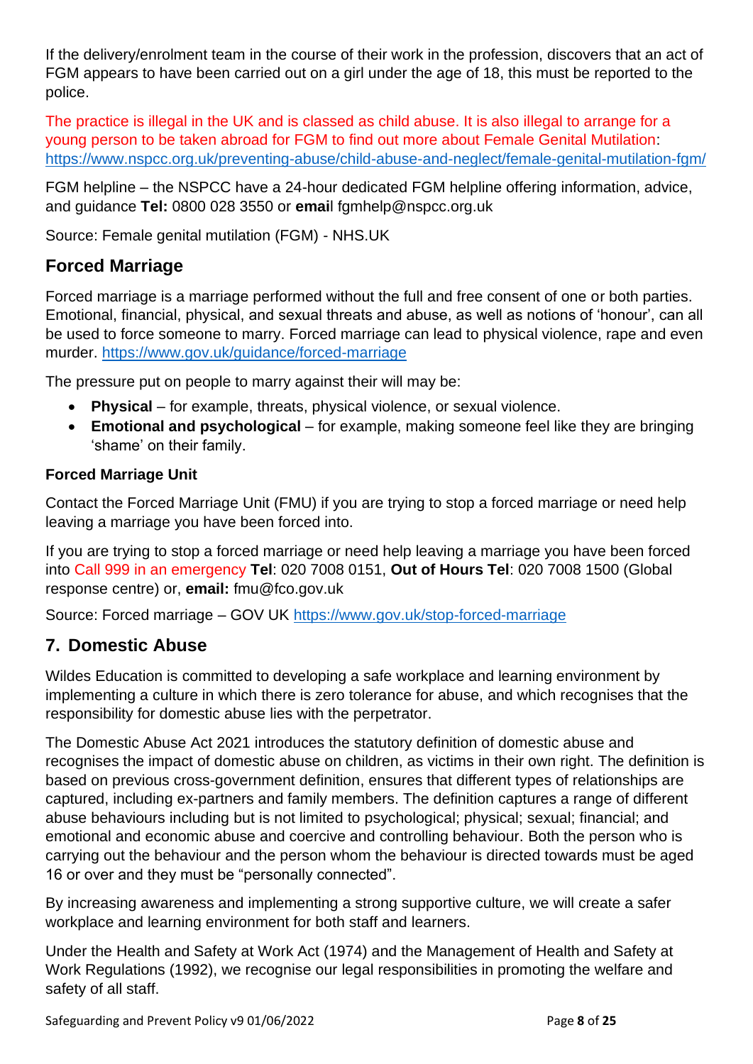If the delivery/enrolment team in the course of their work in the profession, discovers that an act of FGM appears to have been carried out on a girl under the age of 18, this must be reported to the police.

The practice is illegal in the UK and is classed as child abuse. It is also illegal to arrange for a young person to be taken abroad for FGM to find out more about Female Genital Mutilation: https://www.nspcc.org.uk/preventing-abuse/child-abuse-and-neglect/female-genital-mutilation-fgm/

FGM helpline – the NSPCC have a 24-hour dedicated FGM helpline offering information, advice, and guidance **Tel:** 0800 028 3550 or **email** fgmhelp@nspcc.org.uk

Source: Female genital mutilation (FGM) - NHS.UK

## Forced Marriage

Forced marriage is a marriage performed without the full and free consent of one or both parties. Emotional, financial, physical, and sexual threats and abuse, as well as notions of 'honour', can all be used to force someone to marry. Forced marriage can lead to physical violence, rape and even murder. https://www.gov.uk/guidance/forced-marriage

The pressure put on people to marry against their will may be:

- **Physical** – for example, threats, physical violence, or sexual violence.
- **Emotional and psychological** – for example, making someone feel like they are bringing 'shame' on their family.

### Forced Marriage Unit

Contact the Forced Marriage Unit (FMU) if you are trying to stop a forced marriage or need help leaving a marriage you have been forced into.

If you are trying to stop a forced marriage or need help leaving a marriage you have been forced into Call 999 in an emergency **Tel**: 020 7008 0151, **Out of Hours Tel**: 020 7008 1500 (Global response centre) or, **email:** fmu@fco.gov.uk

Source: Forced marriage – GOV UK https://www.gov.uk/stop-forced-marriage

## 7. Domestic Abuse

Wildes Education is committed to developing a safe workplace and learning environment by implementing a culture in which there is zero tolerance for abuse, and which recognises that the responsibility for domestic abuse lies with the perpetrator.

The Domestic Abuse Act 2021 introduces the statutory definition of domestic abuse and recognises the impact of domestic abuse on children, as victims in their own right. The definition is based on previous cross-government definition, ensures that different types of relationships are captured, including ex-partners and family members. The definition captures a range of different abuse behaviours including but is not limited to psychological; physical; sexual; financial; and emotional and economic abuse and coercive and controlling behaviour. Both the person who is carrying out the behaviour and the person whom the behaviour is directed towards must be aged 16 or over and they must be "personally connected".

By increasing awareness and implementing a strong supportive culture, we will create a safer workplace and learning environment for both staff and learners.

Under the Health and Safety at Work Act (1974) and the Management of Health and Safety at Work Regulations (1992), we recognise our legal responsibilities in promoting the welfare and safety of all staff.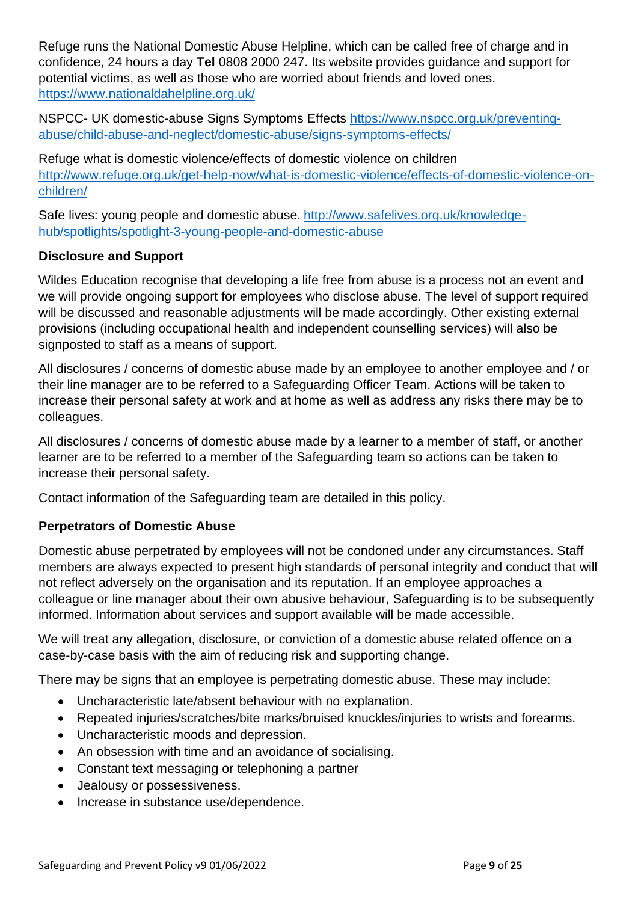Refuge runs the National Domestic Abuse Helpline, which can be called free of charge and in confidence, 24 hours a day **Tel** 0808 2000 247. Its website provides guidance and support for potential victims, as well as those who are worried about friends and loved ones. https://www.nationaldahelpline.org.uk/

NSPCC- UK domestic-abuse Signs Symptoms Effects https://www.nspcc.org.uk/preventing-abuse/child-abuse-and-neglect/domestic-abuse/signs-symptoms-effects/

Refuge what is domestic violence/effects of domestic violence on children http://www.refuge.org.uk/get-help-now/what-is-domestic-violence/effects-of-domestic-violence-on-children/

Safe lives: young people and domestic abuse. http://www.safelives.org.uk/knowledge-hub/spotlights/spotlight-3-young-people-and-domestic-abuse

**Disclosure and Support**

Wildes Education recognise that developing a life free from abuse is a process not an event and we will provide ongoing support for employees who disclose abuse. The level of support required will be discussed and reasonable adjustments will be made accordingly. Other existing external provisions (including occupational health and independent counselling services) will also be signposted to staff as a means of support.

All disclosures / concerns of domestic abuse made by an employee to another employee and / or their line manager are to be referred to a Safeguarding Officer Team. Actions will be taken to increase their personal safety at work and at home as well as address any risks there may be to colleagues.

All disclosures / concerns of domestic abuse made by a learner to a member of staff, or another learner are to be referred to a member of the Safeguarding team so actions can be taken to increase their personal safety.

Contact information of the Safeguarding team are detailed in this policy.

**Perpetrators of Domestic Abuse**

Domestic abuse perpetrated by employees will not be condoned under any circumstances. Staff members are always expected to present high standards of personal integrity and conduct that will not reflect adversely on the organisation and its reputation. If an employee approaches a colleague or line manager about their own abusive behaviour, Safeguarding is to be subsequently informed. Information about services and support available will be made accessible.

We will treat any allegation, disclosure, or conviction of a domestic abuse related offence on a case-by-case basis with the aim of reducing risk and supporting change.

There may be signs that an employee is perpetrating domestic abuse. These may include:

- Uncharacteristic late/absent behaviour with no explanation.
- Repeated injuries/scratches/bite marks/bruised knuckles/injuries to wrists and forearms.
- Uncharacteristic moods and depression.
- An obsession with time and an avoidance of socialising.
- Constant text messaging or telephoning a partner
- Jealousy or possessiveness.
- Increase in substance use/dependence.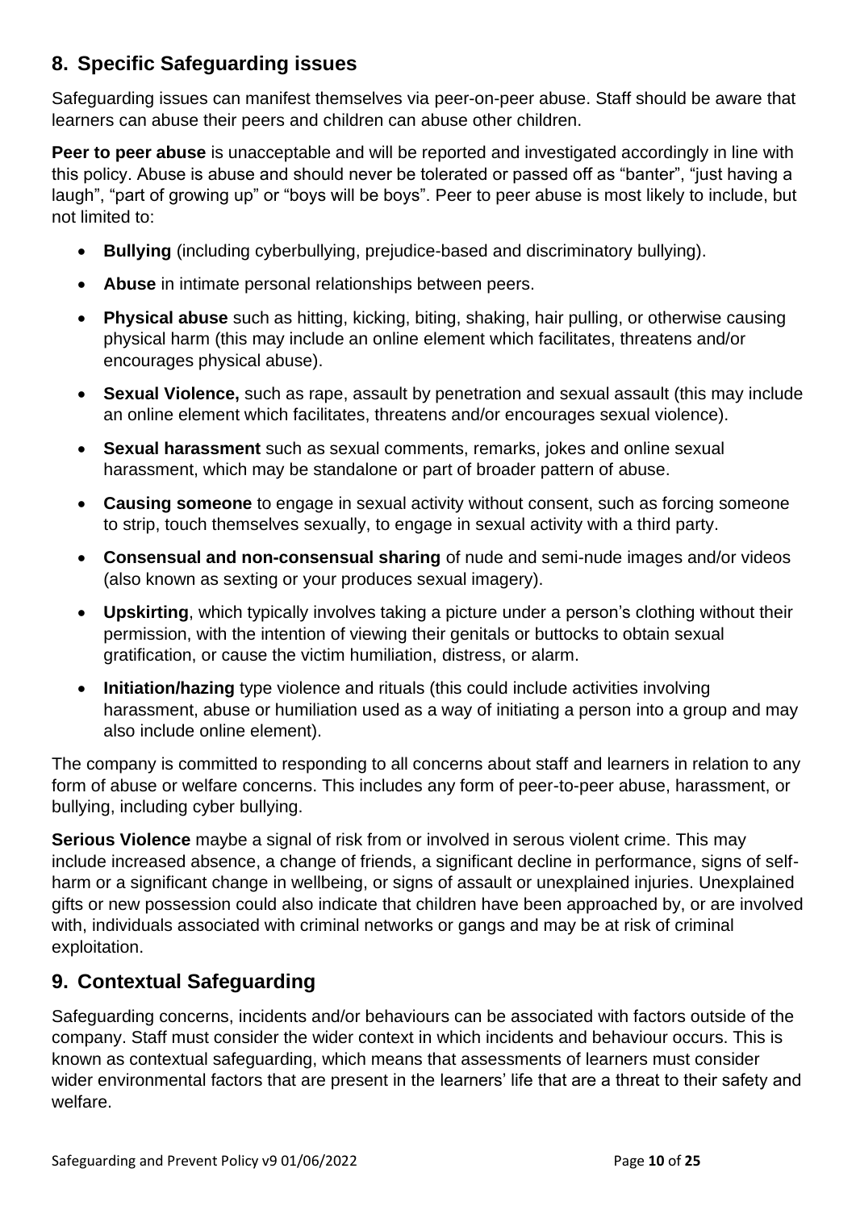## 8. Specific Safeguarding issues

Safeguarding issues can manifest themselves via peer-on-peer abuse. Staff should be aware that learners can abuse their peers and children can abuse other children.

**Peer to peer abuse** is unacceptable and will be reported and investigated accordingly in line with this policy. Abuse is abuse and should never be tolerated or passed off as "banter", "just having a laugh", "part of growing up" or "boys will be boys". Peer to peer abuse is most likely to include, but not limited to:

- **Bullying** (including cyberbullying, prejudice-based and discriminatory bullying).
- **Abuse** in intimate personal relationships between peers.
- **Physical abuse** such as hitting, kicking, biting, shaking, hair pulling, or otherwise causing physical harm (this may include an online element which facilitates, threatens and/or encourages physical abuse).
- **Sexual Violence,** such as rape, assault by penetration and sexual assault (this may include an online element which facilitates, threatens and/or encourages sexual violence).
- **Sexual harassment** such as sexual comments, remarks, jokes and online sexual harassment, which may be standalone or part of broader pattern of abuse.
- **Causing someone** to engage in sexual activity without consent, such as forcing someone to strip, touch themselves sexually, to engage in sexual activity with a third party.
- **Consensual and non-consensual sharing** of nude and semi-nude images and/or videos (also known as sexting or your produces sexual imagery).
- **Upskirting**, which typically involves taking a picture under a person's clothing without their permission, with the intention of viewing their genitals or buttocks to obtain sexual gratification, or cause the victim humiliation, distress, or alarm.
- **Initiation/hazing** type violence and rituals (this could include activities involving harassment, abuse or humiliation used as a way of initiating a person into a group and may also include online element).

The company is committed to responding to all concerns about staff and learners in relation to any form of abuse or welfare concerns. This includes any form of peer-to-peer abuse, harassment, or bullying, including cyber bullying.

**Serious Violence** maybe a signal of risk from or involved in serous violent crime. This may include increased absence, a change of friends, a significant decline in performance, signs of self-harm or a significant change in wellbeing, or signs of assault or unexplained injuries. Unexplained gifts or new possession could also indicate that children have been approached by, or are involved with, individuals associated with criminal networks or gangs and may be at risk of criminal exploitation.

## 9. Contextual Safeguarding

Safeguarding concerns, incidents and/or behaviours can be associated with factors outside of the company. Staff must consider the wider context in which incidents and behaviour occurs. This is known as contextual safeguarding, which means that assessments of learners must consider wider environmental factors that are present in the learners' life that are a threat to their safety and welfare.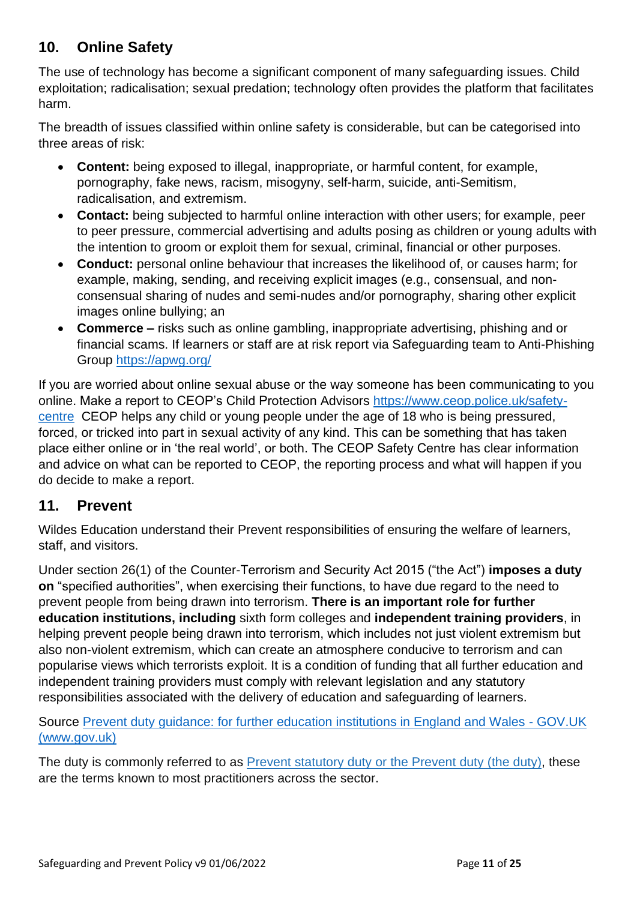## 10. Online Safety

The use of technology has become a significant component of many safeguarding issues. Child exploitation; radicalisation; sexual predation; technology often provides the platform that facilitates harm.

The breadth of issues classified within online safety is considerable, but can be categorised into three areas of risk:

- **Content:** being exposed to illegal, inappropriate, or harmful content, for example, pornography, fake news, racism, misogyny, self-harm, suicide, anti-Semitism, radicalisation, and extremism.
- **Contact:** being subjected to harmful online interaction with other users; for example, peer to peer pressure, commercial advertising and adults posing as children or young adults with the intention to groom or exploit them for sexual, criminal, financial or other purposes.
- **Conduct:** personal online behaviour that increases the likelihood of, or causes harm; for example, making, sending, and receiving explicit images (e.g., consensual, and non-consensual sharing of nudes and semi-nudes and/or pornography, sharing other explicit images online bullying; an
- **Commerce –** risks such as online gambling, inappropriate advertising, phishing and or financial scams. If learners or staff are at risk report via Safeguarding team to Anti-Phishing Group [https://apwg.org/](https://apwg.org/)

If you are worried about online sexual abuse or the way someone has been communicating to you online. Make a report to CEOP's Child Protection Advisors [https://www.ceop.police.uk/safety-centre](https://www.ceop.police.uk/safety-centre) CEOP helps any child or young people under the age of 18 who is being pressured, forced, or tricked into part in sexual activity of any kind. This can be something that has taken place either online or in 'the real world', or both. The CEOP Safety Centre has clear information and advice on what can be reported to CEOP, the reporting process and what will happen if you do decide to make a report.

## 11. Prevent

Wildes Education understand their Prevent responsibilities of ensuring the welfare of learners, staff, and visitors.

Under section 26(1) of the Counter-Terrorism and Security Act 2015 ("the Act") **imposes a duty on** "specified authorities", when exercising their functions, to have due regard to the need to prevent people from being drawn into terrorism. **There is an important role for further education institutions, including** sixth form colleges and **independent training providers**, in helping prevent people being drawn into terrorism, which includes not just violent extremism but also non-violent extremism, which can create an atmosphere conducive to terrorism and can popularise views which terrorists exploit. It is a condition of funding that all further education and independent training providers must comply with relevant legislation and any statutory responsibilities associated with the delivery of education and safeguarding of learners.

Source [Prevent duty guidance: for further education institutions in England and Wales - GOV.UK (www.gov.uk)]()

The duty is commonly referred to as [Prevent statutory duty or the Prevent duty (the duty)](), these are the terms known to most practitioners across the sector.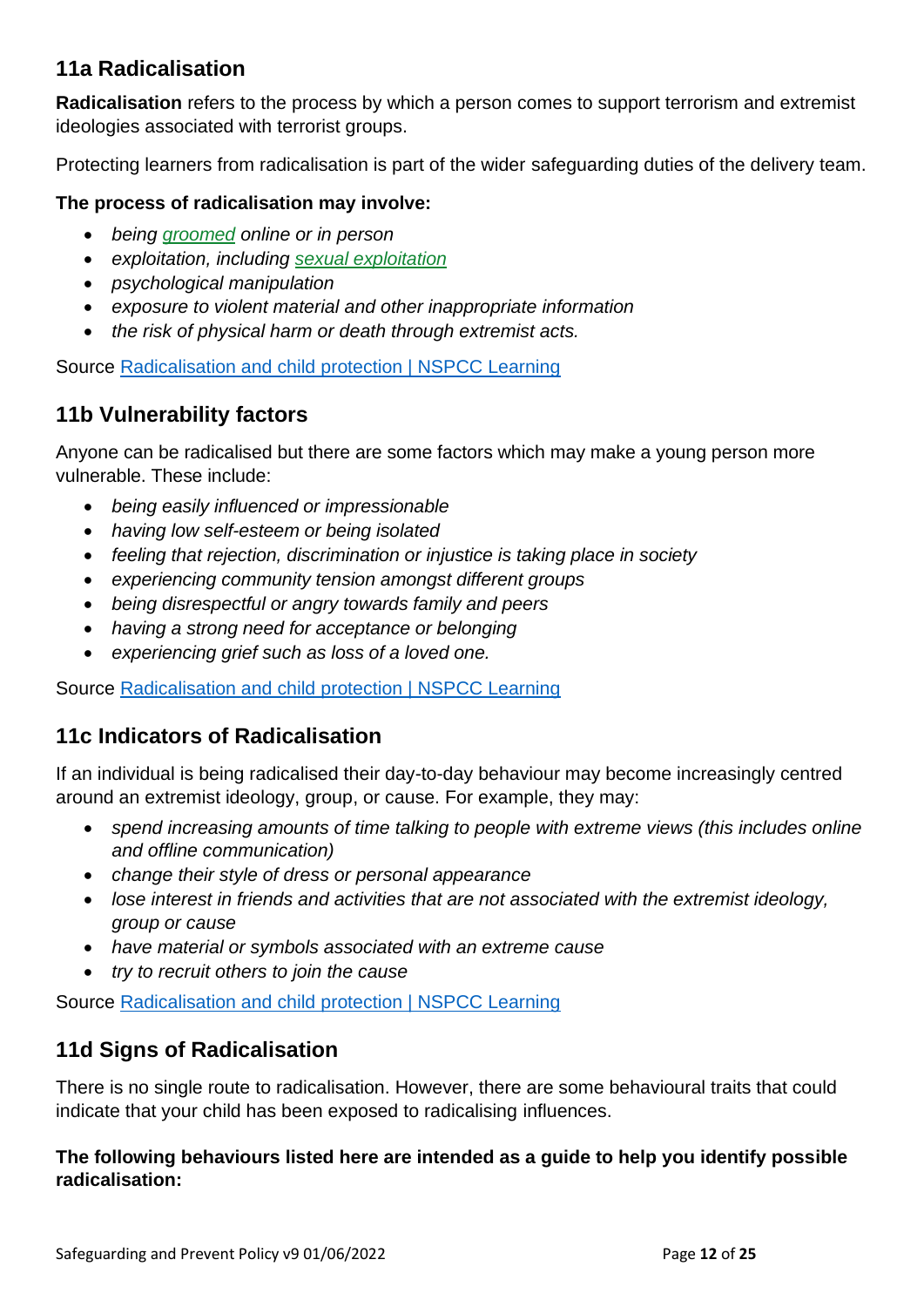## 11a Radicalisation

**Radicalisation** refers to the process by which a person comes to support terrorism and extremist ideologies associated with terrorist groups.

Protecting learners from radicalisation is part of the wider safeguarding duties of the delivery team.

**The process of radicalisation may involve:**

- *being groomed online or in person*
- *exploitation, including sexual exploitation*
- *psychological manipulation*
- *exposure to violent material and other inappropriate information*
- *the risk of physical harm or death through extremist acts.*

Source Radicalisation and child protection | NSPCC Learning

## 11b Vulnerability factors

Anyone can be radicalised but there are some factors which may make a young person more vulnerable. These include:

- *being easily influenced or impressionable*
- *having low self-esteem or being isolated*
- *feeling that rejection, discrimination or injustice is taking place in society*
- *experiencing community tension amongst different groups*
- *being disrespectful or angry towards family and peers*
- *having a strong need for acceptance or belonging*
- *experiencing grief such as loss of a loved one.*

Source Radicalisation and child protection | NSPCC Learning

## 11c Indicators of Radicalisation

If an individual is being radicalised their day-to-day behaviour may become increasingly centred around an extremist ideology, group, or cause. For example, they may:

- *spend increasing amounts of time talking to people with extreme views (this includes online and offline communication)*
- *change their style of dress or personal appearance*
- *lose interest in friends and activities that are not associated with the extremist ideology, group or cause*
- *have material or symbols associated with an extreme cause*
- *try to recruit others to join the cause*

Source Radicalisation and child protection | NSPCC Learning

## 11d Signs of Radicalisation

There is no single route to radicalisation. However, there are some behavioural traits that could indicate that your child has been exposed to radicalising influences.

**The following behaviours listed here are intended as a guide to help you identify possible radicalisation:**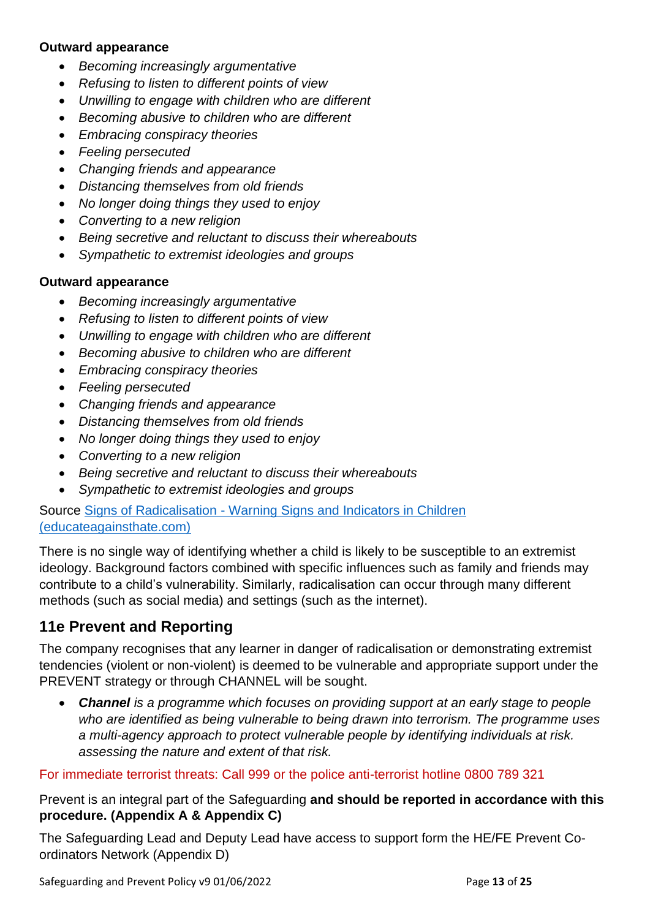**Outward appearance**

- *Becoming increasingly argumentative*
- *Refusing to listen to different points of view*
- *Unwilling to engage with children who are different*
- *Becoming abusive to children who are different*
- *Embracing conspiracy theories*
- *Feeling persecuted*
- *Changing friends and appearance*
- *Distancing themselves from old friends*
- *No longer doing things they used to enjoy*
- *Converting to a new religion*
- *Being secretive and reluctant to discuss their whereabouts*
- *Sympathetic to extremist ideologies and groups*

**Outward appearance**

- *Becoming increasingly argumentative*
- *Refusing to listen to different points of view*
- *Unwilling to engage with children who are different*
- *Becoming abusive to children who are different*
- *Embracing conspiracy theories*
- *Feeling persecuted*
- *Changing friends and appearance*
- *Distancing themselves from old friends*
- *No longer doing things they used to enjoy*
- *Converting to a new religion*
- *Being secretive and reluctant to discuss their whereabouts*
- *Sympathetic to extremist ideologies and groups*

Source [Signs of Radicalisation - Warning Signs and Indicators in Children (educateagainsthate.com)]

There is no single way of identifying whether a child is likely to be susceptible to an extremist ideology. Background factors combined with specific influences such as family and friends may contribute to a child's vulnerability. Similarly, radicalisation can occur through many different methods (such as social media) and settings (such as the internet).

## 11e Prevent and Reporting

The company recognises that any learner in danger of radicalisation or demonstrating extremist tendencies (violent or non-violent) is deemed to be vulnerable and appropriate support under the PREVENT strategy or through CHANNEL will be sought.

- ***Channel*** *is a programme which focuses on providing support at an early stage to people who are identified as being vulnerable to being drawn into terrorism. The programme uses a multi-agency approach to protect vulnerable people by identifying individuals at risk. assessing the nature and extent of that risk.*

For immediate terrorist threats: Call 999 or the police anti-terrorist hotline 0800 789 321

Prevent is an integral part of the Safeguarding **and should be reported in accordance with this procedure. (Appendix A & Appendix C)**

The Safeguarding Lead and Deputy Lead have access to support form the HE/FE Prevent Co-ordinators Network (Appendix D)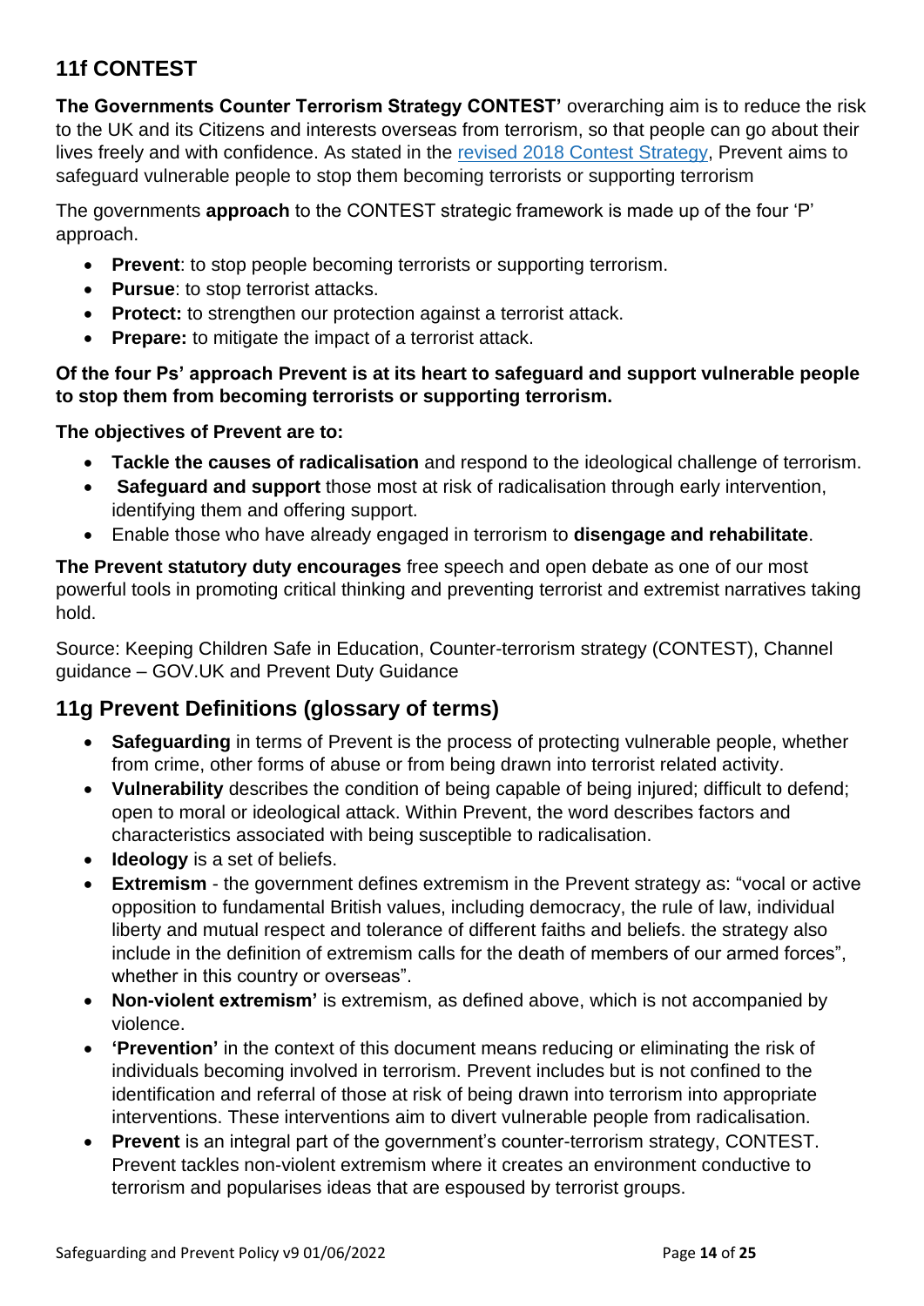## 11f CONTEST

**The Governments Counter Terrorism Strategy CONTEST'** overarching aim is to reduce the risk to the UK and its Citizens and interests overseas from terrorism, so that people can go about their lives freely and with confidence. As stated in the revised 2018 Contest Strategy, Prevent aims to safeguard vulnerable people to stop them becoming terrorists or supporting terrorism

The governments **approach** to the CONTEST strategic framework is made up of the four 'P' approach.

- **Prevent**: to stop people becoming terrorists or supporting terrorism.
- **Pursue**: to stop terrorist attacks.
- **Protect:** to strengthen our protection against a terrorist attack.
- **Prepare:** to mitigate the impact of a terrorist attack.

**Of the four Ps' approach Prevent is at its heart to safeguard and support vulnerable people to stop them from becoming terrorists or supporting terrorism.**

**The objectives of Prevent are to:**

- **Tackle the causes of radicalisation** and respond to the ideological challenge of terrorism.
- **Safeguard and support** those most at risk of radicalisation through early intervention, identifying them and offering support.
- Enable those who have already engaged in terrorism to **disengage and rehabilitate**.

**The Prevent statutory duty encourages** free speech and open debate as one of our most powerful tools in promoting critical thinking and preventing terrorist and extremist narratives taking hold.

Source: Keeping Children Safe in Education, Counter-terrorism strategy (CONTEST), Channel guidance – GOV.UK and Prevent Duty Guidance

## 11g Prevent Definitions (glossary of terms)

- **Safeguarding** in terms of Prevent is the process of protecting vulnerable people, whether from crime, other forms of abuse or from being drawn into terrorist related activity.
- **Vulnerability** describes the condition of being capable of being injured; difficult to defend; open to moral or ideological attack. Within Prevent, the word describes factors and characteristics associated with being susceptible to radicalisation.
- **Ideology** is a set of beliefs.
- **Extremism** - the government defines extremism in the Prevent strategy as: "vocal or active opposition to fundamental British values, including democracy, the rule of law, individual liberty and mutual respect and tolerance of different faiths and beliefs. the strategy also include in the definition of extremism calls for the death of members of our armed forces", whether in this country or overseas".
- **Non-violent extremism'** is extremism, as defined above, which is not accompanied by violence.
- **'Prevention'** in the context of this document means reducing or eliminating the risk of individuals becoming involved in terrorism. Prevent includes but is not confined to the identification and referral of those at risk of being drawn into terrorism into appropriate interventions. These interventions aim to divert vulnerable people from radicalisation.
- **Prevent** is an integral part of the government's counter-terrorism strategy, CONTEST. Prevent tackles non-violent extremism where it creates an environment conductive to terrorism and popularises ideas that are espoused by terrorist groups.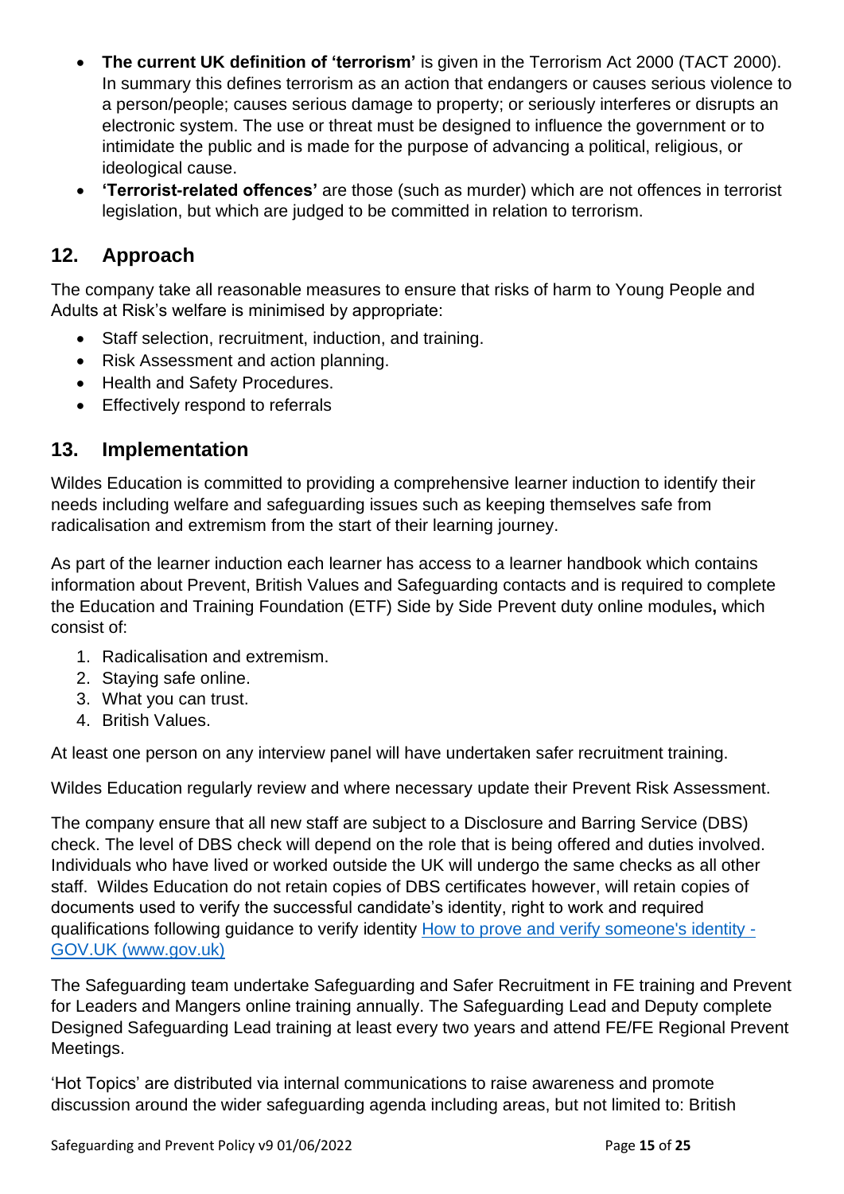- **The current UK definition of 'terrorism'** is given in the Terrorism Act 2000 (TACT 2000). In summary this defines terrorism as an action that endangers or causes serious violence to a person/people; causes serious damage to property; or seriously interferes or disrupts an electronic system. The use or threat must be designed to influence the government or to intimidate the public and is made for the purpose of advancing a political, religious, or ideological cause.
- **'Terrorist-related offences'** are those (such as murder) which are not offences in terrorist legislation, but which are judged to be committed in relation to terrorism.

## 12. Approach

The company take all reasonable measures to ensure that risks of harm to Young People and Adults at Risk's welfare is minimised by appropriate:

- Staff selection, recruitment, induction, and training.
- Risk Assessment and action planning.
- Health and Safety Procedures.
- Effectively respond to referrals

## 13. Implementation

Wildes Education is committed to providing a comprehensive learner induction to identify their needs including welfare and safeguarding issues such as keeping themselves safe from radicalisation and extremism from the start of their learning journey.

As part of the learner induction each learner has access to a learner handbook which contains information about Prevent, British Values and Safeguarding contacts and is required to complete the Education and Training Foundation (ETF) Side by Side Prevent duty online modules**,** which consist of:

1. Radicalisation and extremism.
2. Staying safe online.
3. What you can trust.
4. British Values.

At least one person on any interview panel will have undertaken safer recruitment training.

Wildes Education regularly review and where necessary update their Prevent Risk Assessment.

The company ensure that all new staff are subject to a Disclosure and Barring Service (DBS) check. The level of DBS check will depend on the role that is being offered and duties involved. Individuals who have lived or worked outside the UK will undergo the same checks as all other staff. Wildes Education do not retain copies of DBS certificates however, will retain copies of documents used to verify the successful candidate's identity, right to work and required qualifications following guidance to verify identity [How to prove and verify someone's identity - GOV.UK (www.gov.uk)](https://www.gov.uk)

The Safeguarding team undertake Safeguarding and Safer Recruitment in FE training and Prevent for Leaders and Mangers online training annually. The Safeguarding Lead and Deputy complete Designed Safeguarding Lead training at least every two years and attend FE/FE Regional Prevent Meetings.

'Hot Topics' are distributed via internal communications to raise awareness and promote discussion around the wider safeguarding agenda including areas, but not limited to: British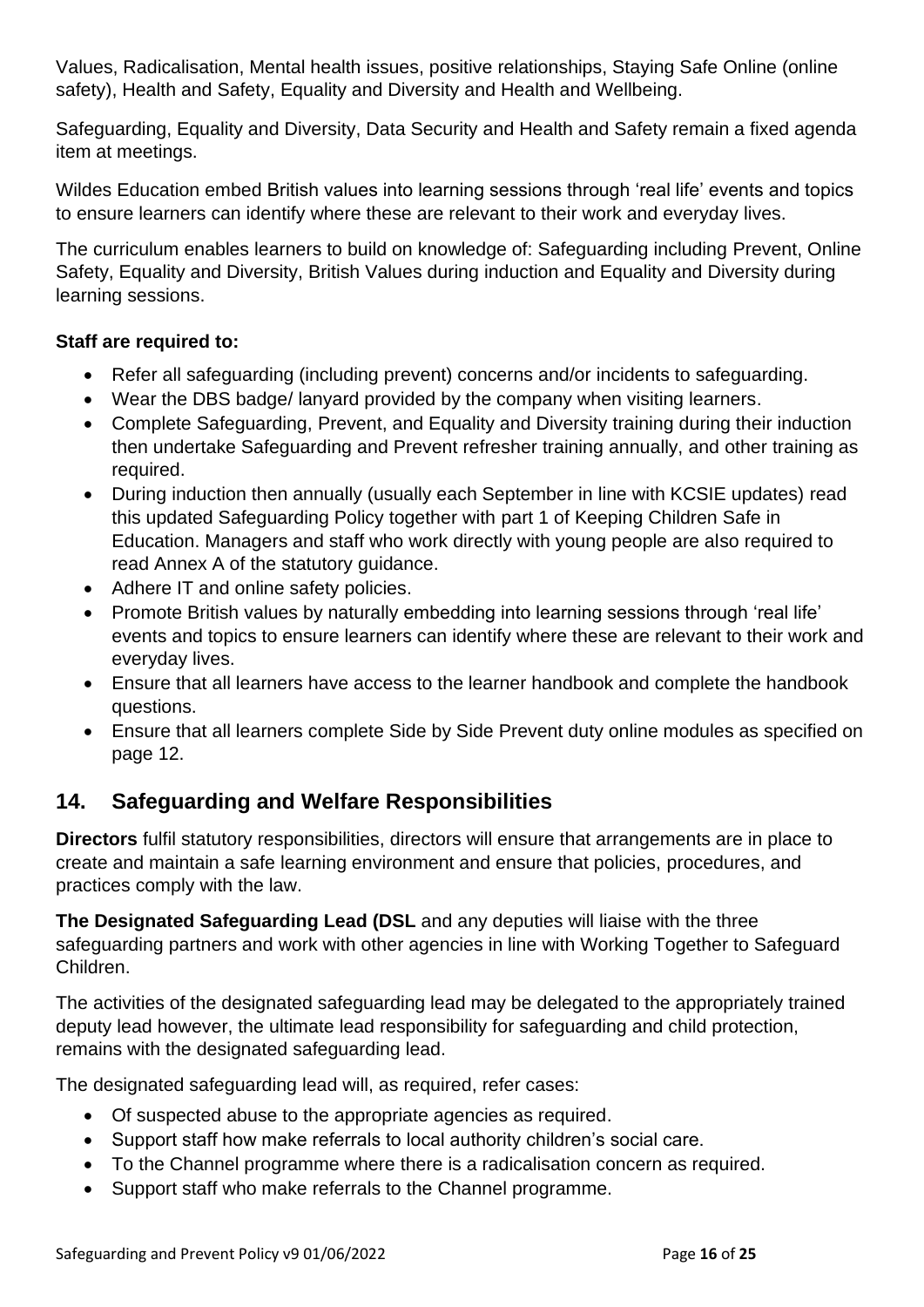Values, Radicalisation, Mental health issues, positive relationships, Staying Safe Online (online safety), Health and Safety, Equality and Diversity and Health and Wellbeing.

Safeguarding, Equality and Diversity, Data Security and Health and Safety remain a fixed agenda item at meetings.

Wildes Education embed British values into learning sessions through 'real life' events and topics to ensure learners can identify where these are relevant to their work and everyday lives.

The curriculum enables learners to build on knowledge of: Safeguarding including Prevent, Online Safety, Equality and Diversity, British Values during induction and Equality and Diversity during learning sessions.

**Staff are required to:**

- Refer all safeguarding (including prevent) concerns and/or incidents to safeguarding.
- Wear the DBS badge/ lanyard provided by the company when visiting learners.
- Complete Safeguarding, Prevent, and Equality and Diversity training during their induction then undertake Safeguarding and Prevent refresher training annually, and other training as required.
- During induction then annually (usually each September in line with KCSIE updates) read this updated Safeguarding Policy together with part 1 of Keeping Children Safe in Education. Managers and staff who work directly with young people are also required to read Annex A of the statutory guidance.
- Adhere IT and online safety policies.
- Promote British values by naturally embedding into learning sessions through 'real life' events and topics to ensure learners can identify where these are relevant to their work and everyday lives.
- Ensure that all learners have access to the learner handbook and complete the handbook questions.
- Ensure that all learners complete Side by Side Prevent duty online modules as specified on page 12.

## 14. Safeguarding and Welfare Responsibilities

**Directors** fulfil statutory responsibilities, directors will ensure that arrangements are in place to create and maintain a safe learning environment and ensure that policies, procedures, and practices comply with the law.

**The Designated Safeguarding Lead (DSL** and any deputies will liaise with the three safeguarding partners and work with other agencies in line with Working Together to Safeguard Children.

The activities of the designated safeguarding lead may be delegated to the appropriately trained deputy lead however, the ultimate lead responsibility for safeguarding and child protection, remains with the designated safeguarding lead.

The designated safeguarding lead will, as required, refer cases:

- Of suspected abuse to the appropriate agencies as required.
- Support staff how make referrals to local authority children's social care.
- To the Channel programme where there is a radicalisation concern as required.
- Support staff who make referrals to the Channel programme.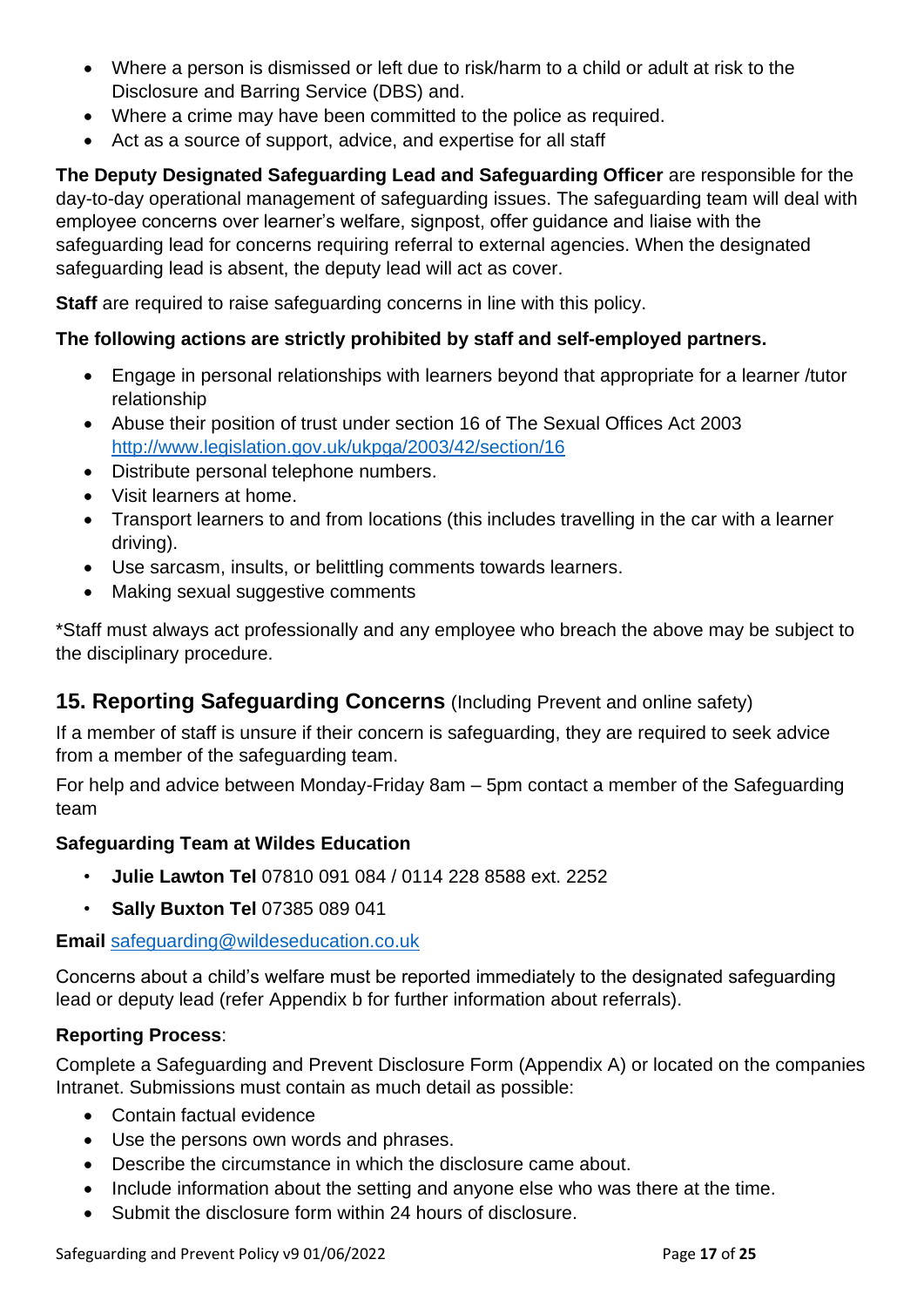- Where a person is dismissed or left due to risk/harm to a child or adult at risk to the Disclosure and Barring Service (DBS) and.
- Where a crime may have been committed to the police as required.
- Act as a source of support, advice, and expertise for all staff

**The Deputy Designated Safeguarding Lead and Safeguarding Officer** are responsible for the day-to-day operational management of safeguarding issues. The safeguarding team will deal with employee concerns over learner's welfare, signpost, offer guidance and liaise with the safeguarding lead for concerns requiring referral to external agencies. When the designated safeguarding lead is absent, the deputy lead will act as cover.

**Staff** are required to raise safeguarding concerns in line with this policy.

**The following actions are strictly prohibited by staff and self-employed partners.**

- Engage in personal relationships with learners beyond that appropriate for a learner /tutor relationship
- Abuse their position of trust under section 16 of The Sexual Offices Act 2003 [http://www.legislation.gov.uk/ukpga/2003/42/section/16](http://www.legislation.gov.uk/ukpga/2003/42/section/16)
- Distribute personal telephone numbers.
- Visit learners at home.
- Transport learners to and from locations (this includes travelling in the car with a learner driving).
- Use sarcasm, insults, or belittling comments towards learners.
- Making sexual suggestive comments

*Staff must always act professionally and any employee who breach the above may be subject to the disciplinary procedure.

## 15. Reporting Safeguarding Concerns (Including Prevent and online safety)

If a member of staff is unsure if their concern is safeguarding, they are required to seek advice from a member of the safeguarding team.

For help and advice between Monday-Friday 8am – 5pm contact a member of the Safeguarding team

**Safeguarding Team at Wildes Education**

- **Julie Lawton Tel** 07810 091 084 / 0114 228 8588 ext. 2252
- **Sally Buxton Tel** 07385 089 041

**Email** [safeguarding@wildeseducation.co.uk](mailto:safeguarding@wildeseducation.co.uk)

Concerns about a child's welfare must be reported immediately to the designated safeguarding lead or deputy lead (refer Appendix b for further information about referrals).

**Reporting Process**:

Complete a Safeguarding and Prevent Disclosure Form (Appendix A) or located on the companies Intranet. Submissions must contain as much detail as possible:

- Contain factual evidence
- Use the persons own words and phrases.
- Describe the circumstance in which the disclosure came about.
- Include information about the setting and anyone else who was there at the time.
- Submit the disclosure form within 24 hours of disclosure.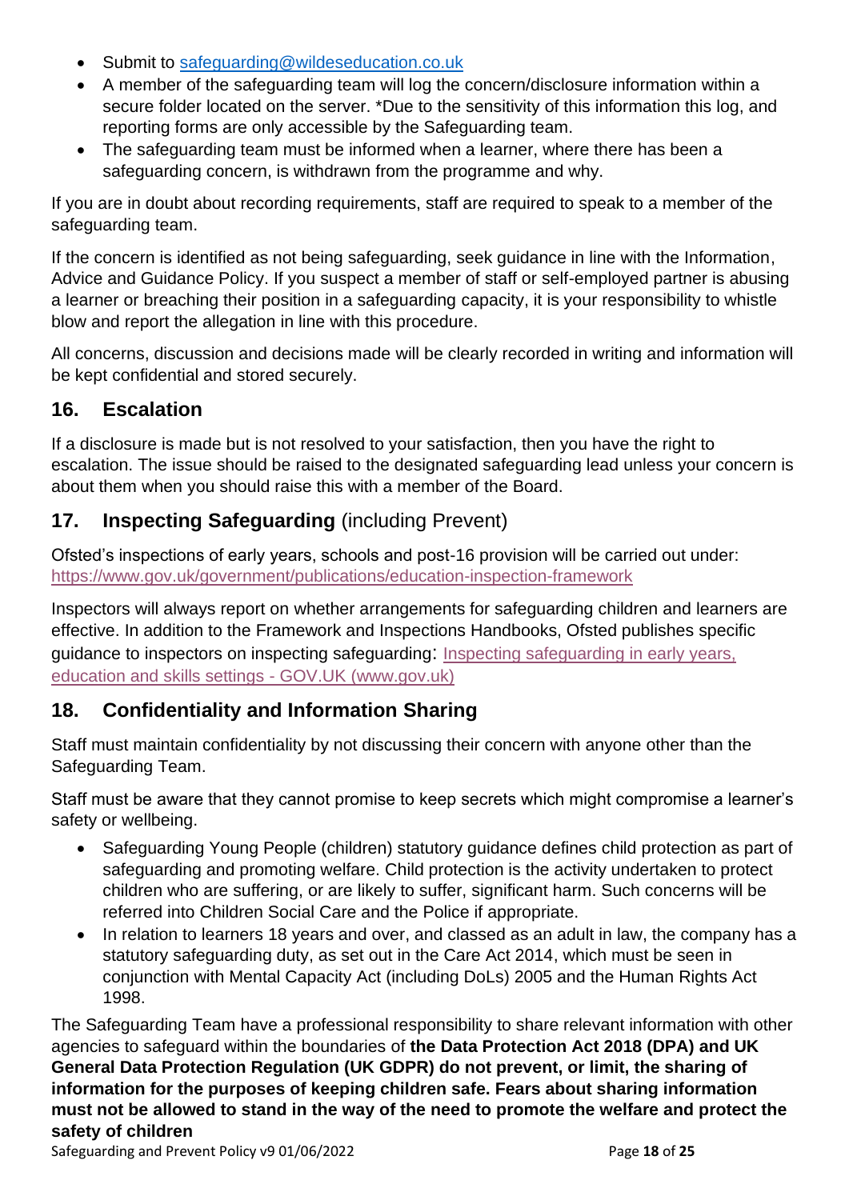- Submit to [safeguarding@wildeseducation.co.uk](mailto:safeguarding@wildeseducation.co.uk)
- A member of the safeguarding team will log the concern/disclosure information within a secure folder located on the server. *Due to the sensitivity of this information this log, and reporting forms are only accessible by the Safeguarding team.
- The safeguarding team must be informed when a learner, where there has been a safeguarding concern, is withdrawn from the programme and why.

If you are in doubt about recording requirements, staff are required to speak to a member of the safeguarding team.

If the concern is identified as not being safeguarding, seek guidance in line with the Information, Advice and Guidance Policy. If you suspect a member of staff or self-employed partner is abusing a learner or breaching their position in a safeguarding capacity, it is your responsibility to whistle blow and report the allegation in line with this procedure.

All concerns, discussion and decisions made will be clearly recorded in writing and information will be kept confidential and stored securely.

## 16. Escalation

If a disclosure is made but is not resolved to your satisfaction, then you have the right to escalation. The issue should be raised to the designated safeguarding lead unless your concern is about them when you should raise this with a member of the Board.

## 17. Inspecting Safeguarding (including Prevent)

Ofsted's inspections of early years, schools and post-16 provision will be carried out under: [https://www.gov.uk/government/publications/education-inspection-framework](https://www.gov.uk/government/publications/education-inspection-framework)

Inspectors will always report on whether arrangements for safeguarding children and learners are effective. In addition to the Framework and Inspections Handbooks, Ofsted publishes specific guidance to inspectors on inspecting safeguarding: [Inspecting safeguarding in early years, education and skills settings - GOV.UK (www.gov.uk)](https://www.gov.uk)

## 18. Confidentiality and Information Sharing

Staff must maintain confidentiality by not discussing their concern with anyone other than the Safeguarding Team.

Staff must be aware that they cannot promise to keep secrets which might compromise a learner's safety or wellbeing.

- Safeguarding Young People (children) statutory guidance defines child protection as part of safeguarding and promoting welfare. Child protection is the activity undertaken to protect children who are suffering, or are likely to suffer, significant harm. Such concerns will be referred into Children Social Care and the Police if appropriate.
- In relation to learners 18 years and over, and classed as an adult in law, the company has a statutory safeguarding duty, as set out in the Care Act 2014, which must be seen in conjunction with Mental Capacity Act (including DoLs) 2005 and the Human Rights Act 1998.

The Safeguarding Team have a professional responsibility to share relevant information with other agencies to safeguard within the boundaries of **the Data Protection Act 2018 (DPA) and UK General Data Protection Regulation (UK GDPR) do not prevent, or limit, the sharing of information for the purposes of keeping children safe. Fears about sharing information must not be allowed to stand in the way of the need to promote the welfare and protect the safety of children**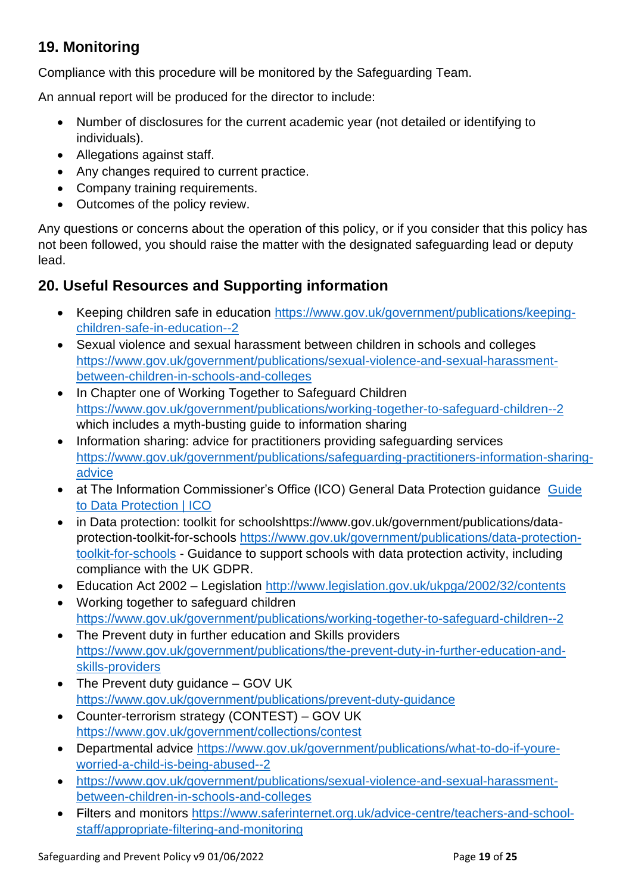## 19. Monitoring

Compliance with this procedure will be monitored by the Safeguarding Team.

An annual report will be produced for the director to include:

- Number of disclosures for the current academic year (not detailed or identifying to individuals).
- Allegations against staff.
- Any changes required to current practice.
- Company training requirements.
- Outcomes of the policy review.

Any questions or concerns about the operation of this policy, or if you consider that this policy has not been followed, you should raise the matter with the designated safeguarding lead or deputy lead.

## 20. Useful Resources and Supporting information

- Keeping children safe in education https://www.gov.uk/government/publications/keeping-children-safe-in-education--2
- Sexual violence and sexual harassment between children in schools and colleges https://www.gov.uk/government/publications/sexual-violence-and-sexual-harassment-between-children-in-schools-and-colleges
- In Chapter one of Working Together to Safeguard Children https://www.gov.uk/government/publications/working-together-to-safeguard-children--2 which includes a myth-busting guide to information sharing
- Information sharing: advice for practitioners providing safeguarding services https://www.gov.uk/government/publications/safeguarding-practitioners-information-sharing-advice
- at The Information Commissioner's Office (ICO) General Data Protection guidance Guide to Data Protection | ICO
- in Data protection: toolkit for schoolshttps://www.gov.uk/government/publications/data-protection-toolkit-for-schools https://www.gov.uk/government/publications/data-protection-toolkit-for-schools - Guidance to support schools with data protection activity, including compliance with the UK GDPR.
- Education Act 2002 – Legislation http://www.legislation.gov.uk/ukpga/2002/32/contents
- Working together to safeguard children https://www.gov.uk/government/publications/working-together-to-safeguard-children--2
- The Prevent duty in further education and Skills providers https://www.gov.uk/government/publications/the-prevent-duty-in-further-education-and-skills-providers
- The Prevent duty guidance – GOV UK https://www.gov.uk/government/publications/prevent-duty-guidance
- Counter-terrorism strategy (CONTEST) – GOV UK https://www.gov.uk/government/collections/contest
- Departmental advice https://www.gov.uk/government/publications/what-to-do-if-youre-worried-a-child-is-being-abused--2
- https://www.gov.uk/government/publications/sexual-violence-and-sexual-harassment-between-children-in-schools-and-colleges
- Filters and monitors https://www.saferinternet.org.uk/advice-centre/teachers-and-school-staff/appropriate-filtering-and-monitoring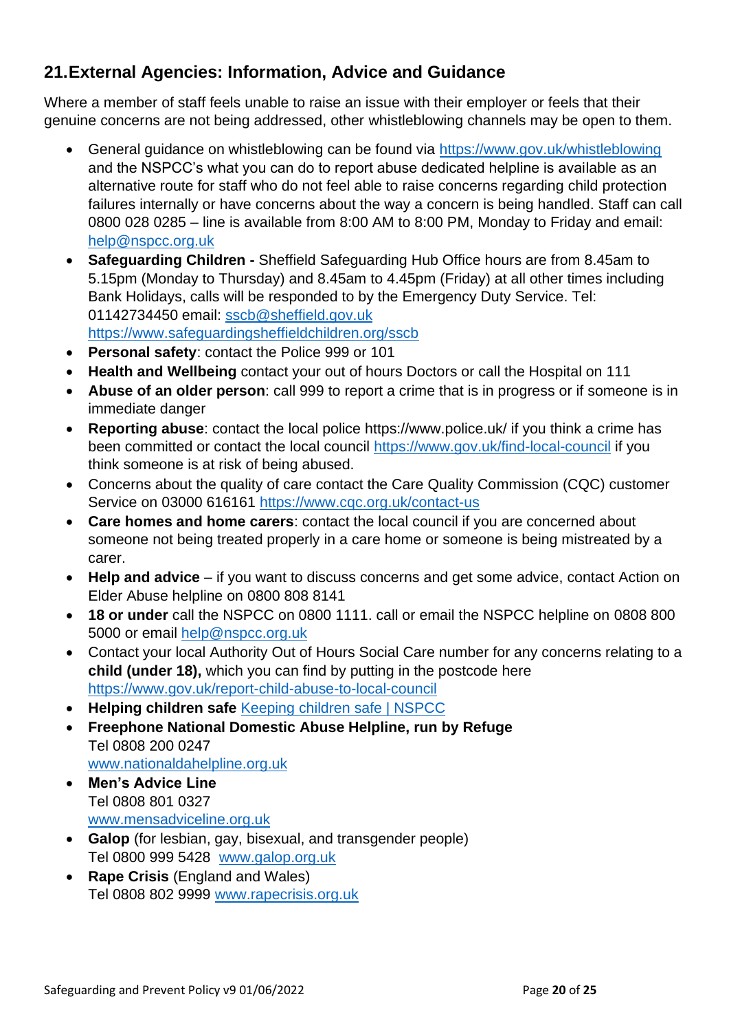## 21. External Agencies: Information, Advice and Guidance

Where a member of staff feels unable to raise an issue with their employer or feels that their genuine concerns are not being addressed, other whistleblowing channels may be open to them.

- General guidance on whistleblowing can be found via https://www.gov.uk/whistleblowing and the NSPCC's what you can do to report abuse dedicated helpline is available as an alternative route for staff who do not feel able to raise concerns regarding child protection failures internally or have concerns about the way a concern is being handled. Staff can call 0800 028 0285 – line is available from 8:00 AM to 8:00 PM, Monday to Friday and email: help@nspcc.org.uk
- **Safeguarding Children -** Sheffield Safeguarding Hub Office hours are from 8.45am to 5.15pm (Monday to Thursday) and 8.45am to 4.45pm (Friday) at all other times including Bank Holidays, calls will be responded to by the Emergency Duty Service. Tel: 01142734450 email: sscb@sheffield.gov.uk https://www.safeguardingsheffieldchildren.org/sscb
- **Personal safety**: contact the Police 999 or 101
- **Health and Wellbeing** contact your out of hours Doctors or call the Hospital on 111
- **Abuse of an older person**: call 999 to report a crime that is in progress or if someone is in immediate danger
- **Reporting abuse**: contact the local police https://www.police.uk/ if you think a crime has been committed or contact the local council https://www.gov.uk/find-local-council if you think someone is at risk of being abused.
- Concerns about the quality of care contact the Care Quality Commission (CQC) customer Service on 03000 616161 https://www.cqc.org.uk/contact-us
- **Care homes and home carers**: contact the local council if you are concerned about someone not being treated properly in a care home or someone is being mistreated by a carer.
- **Help and advice** – if you want to discuss concerns and get some advice, contact Action on Elder Abuse helpline on 0800 808 8141
- **18 or under** call the NSPCC on 0800 1111. call or email the NSPCC helpline on 0808 800 5000 or email help@nspcc.org.uk
- Contact your local Authority Out of Hours Social Care number for any concerns relating to a **child (under 18),** which you can find by putting in the postcode here https://www.gov.uk/report-child-abuse-to-local-council
- **Helping children safe** Keeping children safe | NSPCC
- **Freephone National Domestic Abuse Helpline, run by Refuge**
  Tel 0808 200 0247
  www.nationaldahelpline.org.uk
- **Men's Advice Line**
  Tel 0808 801 0327
  www.mensadviceline.org.uk
- **Galop** (for lesbian, gay, bisexual, and transgender people)
  Tel 0800 999 5428 www.galop.org.uk
- **Rape Crisis** (England and Wales)
  Tel 0808 802 9999 www.rapecrisis.org.uk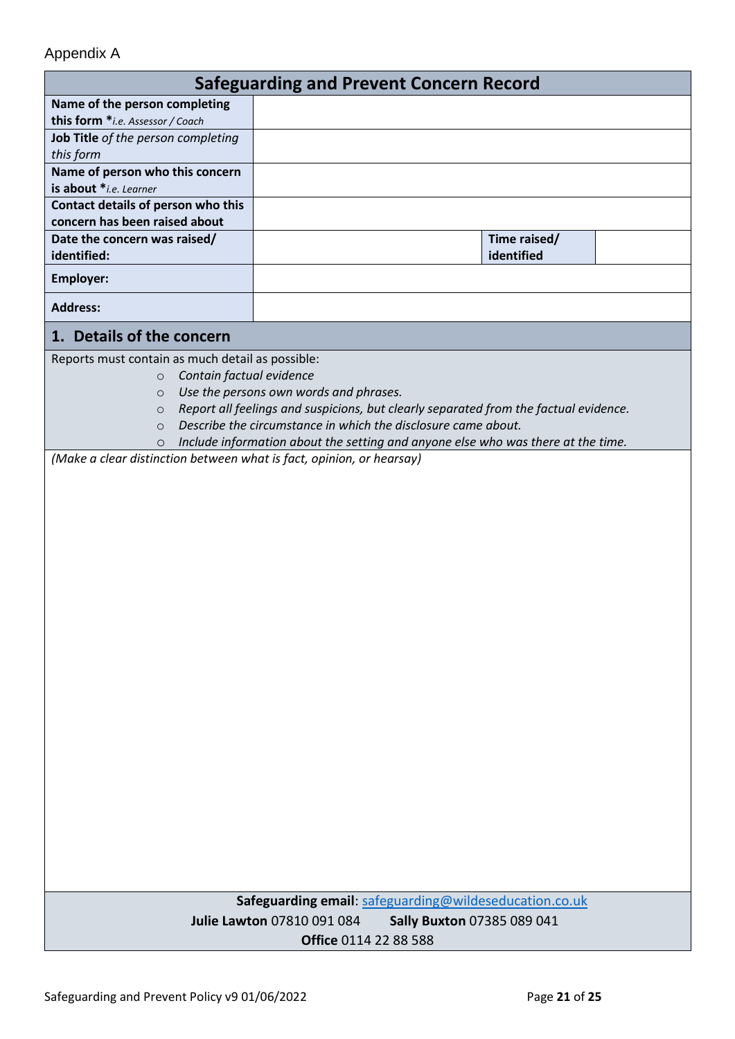Appendix A

| Safeguarding and Prevent Concern Record | | | |
|---|---|---|---|
| **Name of the person completing this form** \**i.e. Assessor / Coach* | | | |
| **Job Title** *of the person completing this form* | | | |
| **Name of person who this concern is about** \**i.e. Learner* | | | |
| **Contact details of person who this concern has been raised about** | | | |
| **Date the concern was raised/ identified:** | | **Time raised/ identified** | |
| **Employer:** | | | |
| **Address:** | | | |

## 1. Details of the concern

Reports must contain as much detail as possible:

- *Contain factual evidence*
- *Use the persons own words and phrases.*
- *Report all feelings and suspicions, but clearly separated from the factual evidence.*
- *Describe the circumstance in which the disclosure came about.*
- *Include information about the setting and anyone else who was there at the time.*

*(Make a clear distinction between what is fact, opinion, or hearsay)*

**Safeguarding email**: safeguarding@wildeseducation.co.uk

**Julie Lawton** 07810 091 084 **Sally Buxton** 07385 089 041

**Office** 0114 22 88 588

Safeguarding and Prevent Policy v9 01/06/2022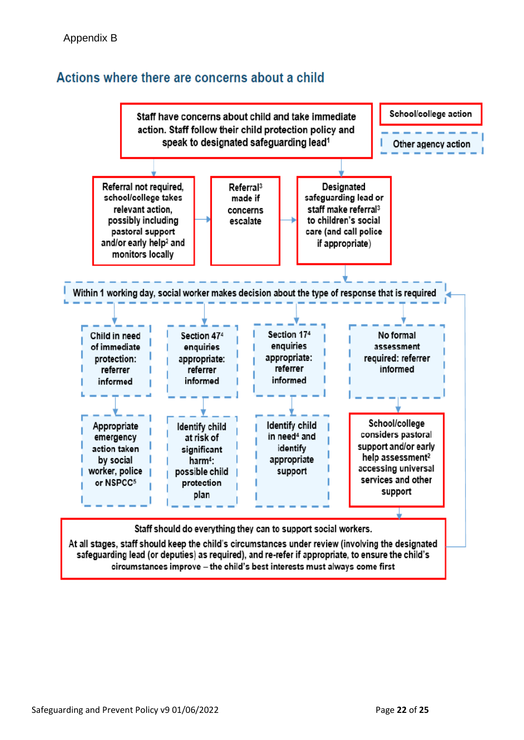Appendix B

## Actions where there are concerns about a child

School/college action

Other agency action

Staff have concerns about child and take immediate action. Staff follow their child protection policy and speak to designated safeguarding lead[1]

Referral not required, school/college takes relevant action, possibly including pastoral support and/or early help[2] and monitors locally

Referral[3] made if concerns escalate

Designated safeguarding lead or staff make referral[3] to children's social care (and call police if appropriate)

Within 1 working day, social worker makes decision about the type of response that is required

Child in need of immediate protection: referrer informed

Section 47[4] enquiries appropriate: referrer informed

Section 17[4] enquiries appropriate: referrer informed

No formal assessment required: referrer informed

Appropriate emergency action taken by social worker, police or NSPCC[5]

Identify child at risk of significant harm[4]: possible child protection plan

Identify child in need[4] and identify appropriate support

School/college considers pastoral support and/or early help assessment[2] accessing universal services and other support

Staff should do everything they can to support social workers.

At all stages, staff should keep the child's circumstances under review (involving the designated safeguarding lead (or deputies) as required), and re-refer if appropriate, to ensure the child's circumstances improve – the child's best interests must always come first

Safeguarding and Prevent Policy v9 01/06/2022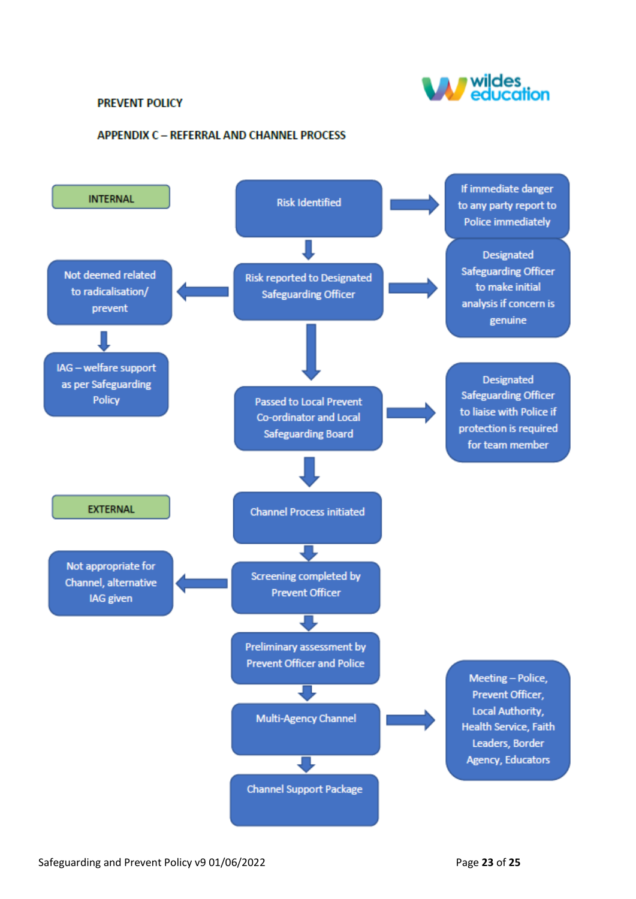PREVENT POLICY

## APPENDIX C – REFERRAL AND CHANNEL PROCESS

**INTERNAL**

- Risk Identified
  - → If immediate danger to any party report to Police immediately
- ↓ Risk reported to Designated Safeguarding Officer
  - → Designated Safeguarding Officer to make initial analysis if concern is genuine
  - ← Not deemed related to radicalisation/ prevent
    - ↓ IAG – welfare support as per Safeguarding Policy
- ↓ Passed to Local Prevent Co-ordinator and Local Safeguarding Board
  - → Designated Safeguarding Officer to liaise with Police if protection is required for team member

**EXTERNAL**

- ↓ Channel Process initiated
- ↓ Screening completed by Prevent Officer
  - ← Not appropriate for Channel, alternative IAG given
- ↓ Preliminary assessment by Prevent Officer and Police
- ↓ Multi-Agency Channel
  - → Meeting – Police, Prevent Officer, Local Authority, Health Service, Faith Leaders, Border Agency, Educators
- ↓ Channel Support Package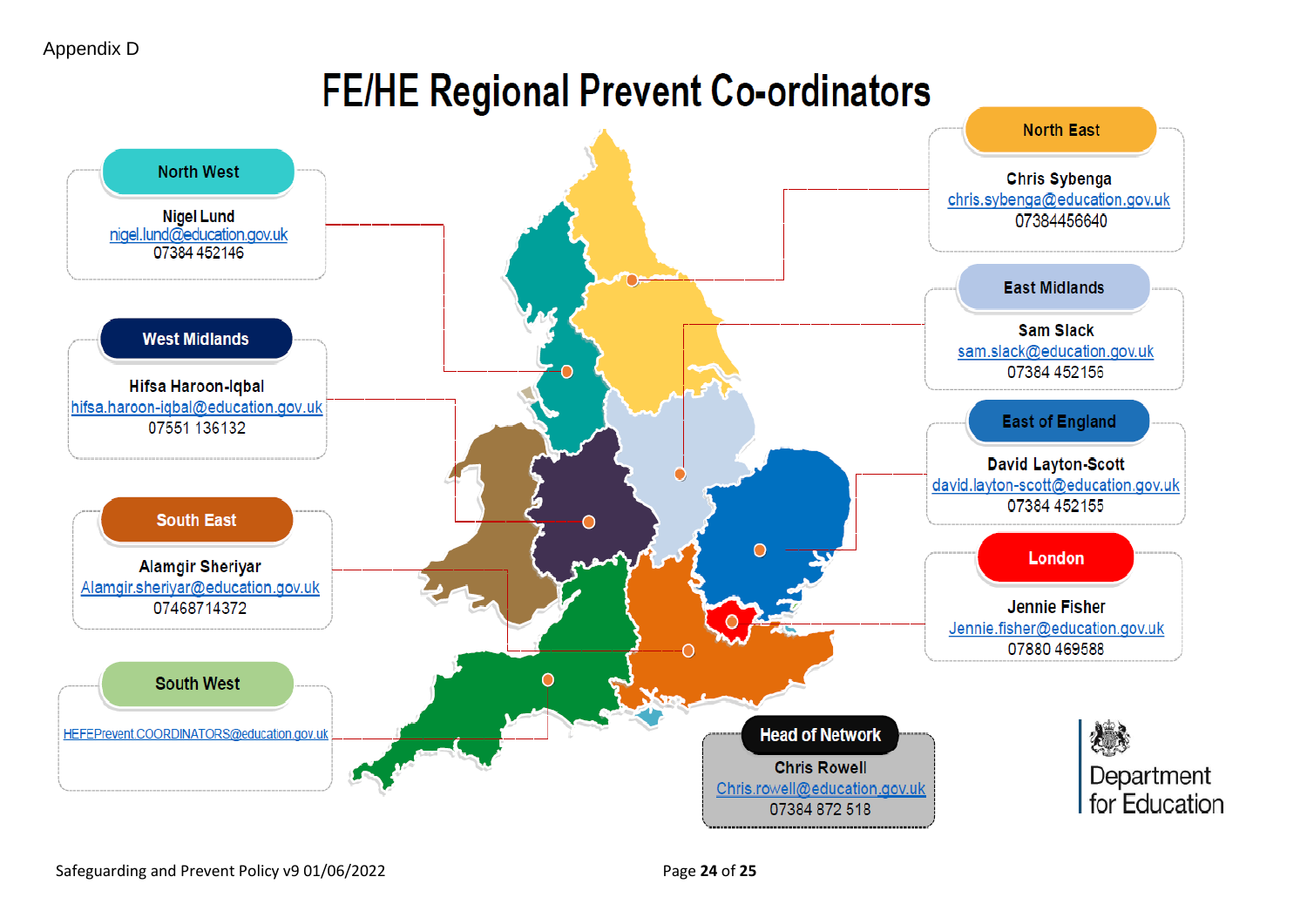Appendix D

# FE/HE Regional Prevent Co-ordinators

## North West

**Nigel Lund**
nigel.lund@education.gov.uk
07384 452146

## West Midlands

**Hifsa Haroon-Iqbal**
hifsa.haroon-iqbal@education.gov.uk
07551 136132

## South East

**Alamgir Sheriyar**
Alamgir.sheriyar@education.gov.uk
07468714372

## South West

HEFEPrevent.COORDINATORS@education.gov.uk

## North East

**Chris Sybenga**
chris.sybenga@education.gov.uk
07384456640

## East Midlands

**Sam Slack**
sam.slack@education.gov.uk
07384 452156

## East of England

**David Layton-Scott**
david.layton-scott@education.gov.uk
07384 452155

## London

**Jennie Fisher**
Jennie.fisher@education.gov.uk
07880 469588

## Head of Network

**Chris Rowell**
Chris.rowell@education.gov.uk
07384 872 518

Department for Education

Safeguarding and Prevent Policy v9 01/06/2022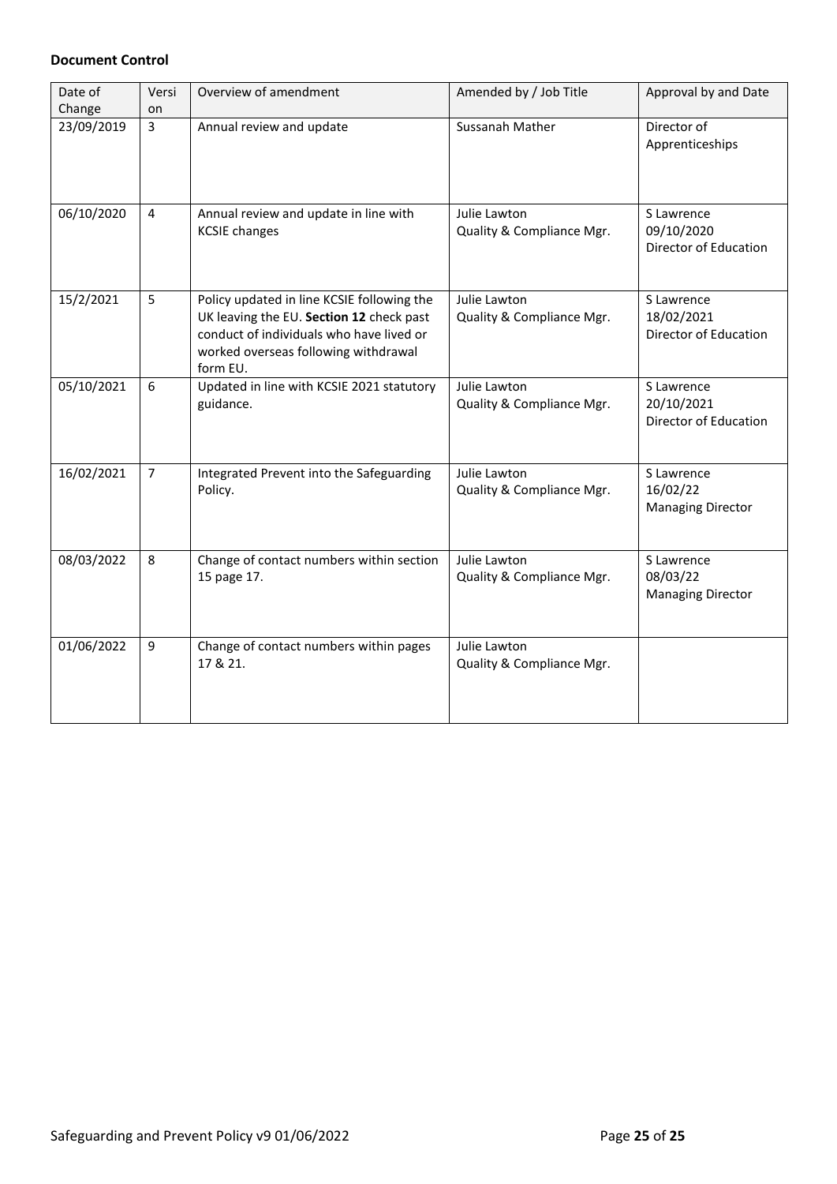**Document Control**

| Date of Change | Version | Overview of amendment | Amended by / Job Title | Approval by and Date |
|---|---|---|---|---|
| 23/09/2019 | 3 | Annual review and update | Sussanah Mather | Director of Apprenticeships |
| 06/10/2020 | 4 | Annual review and update in line with KCSIE changes | Julie Lawton<br>Quality & Compliance Mgr. | S Lawrence<br>09/10/2020<br>Director of Education |
| 15/2/2021 | 5 | Policy updated in line KCSIE following the UK leaving the EU. **Section 12** check past conduct of individuals who have lived or worked overseas following withdrawal form EU. | Julie Lawton<br>Quality & Compliance Mgr. | S Lawrence<br>18/02/2021<br>Director of Education |
| 05/10/2021 | 6 | Updated in line with KCSIE 2021 statutory guidance. | Julie Lawton<br>Quality & Compliance Mgr. | S Lawrence<br>20/10/2021<br>Director of Education |
| 16/02/2021 | 7 | Integrated Prevent into the Safeguarding Policy. | Julie Lawton<br>Quality & Compliance Mgr. | S Lawrence<br>16/02/22<br>Managing Director |
| 08/03/2022 | 8 | Change of contact numbers within section 15 page 17. | Julie Lawton<br>Quality & Compliance Mgr. | S Lawrence<br>08/03/22<br>Managing Director |
| 01/06/2022 | 9 | Change of contact numbers within pages 17 & 21. | Julie Lawton<br>Quality & Compliance Mgr. | |